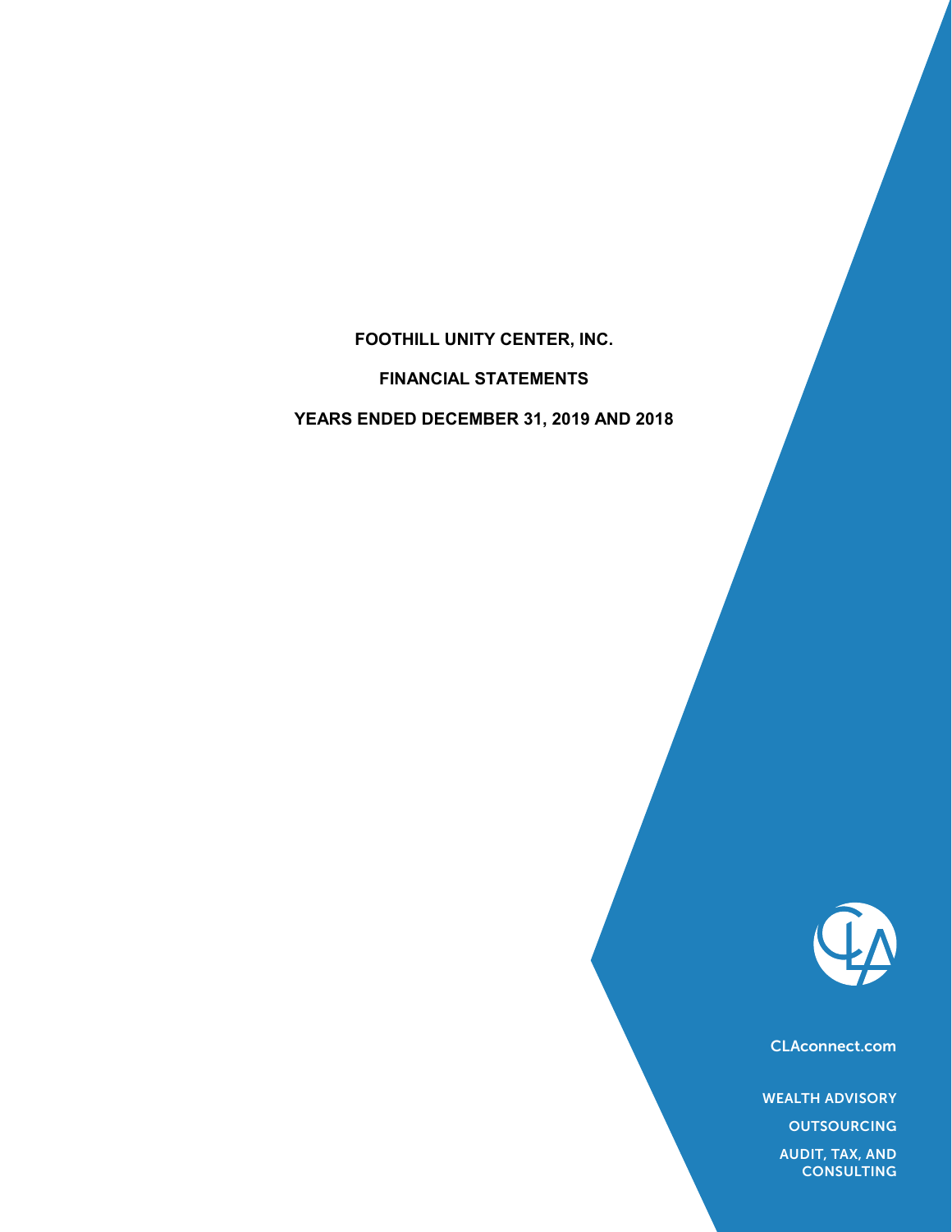# FOOTHILL UNITY CENTER, INC.

## FINANCIAL STATEMENTS

## YEARS ENDED DECEMBER 31, 2019 AND 2018

CLAconnect.com

WEALTH ADVISORY

OUTSOURCING

AUDIT, TAX, AND CONSULTING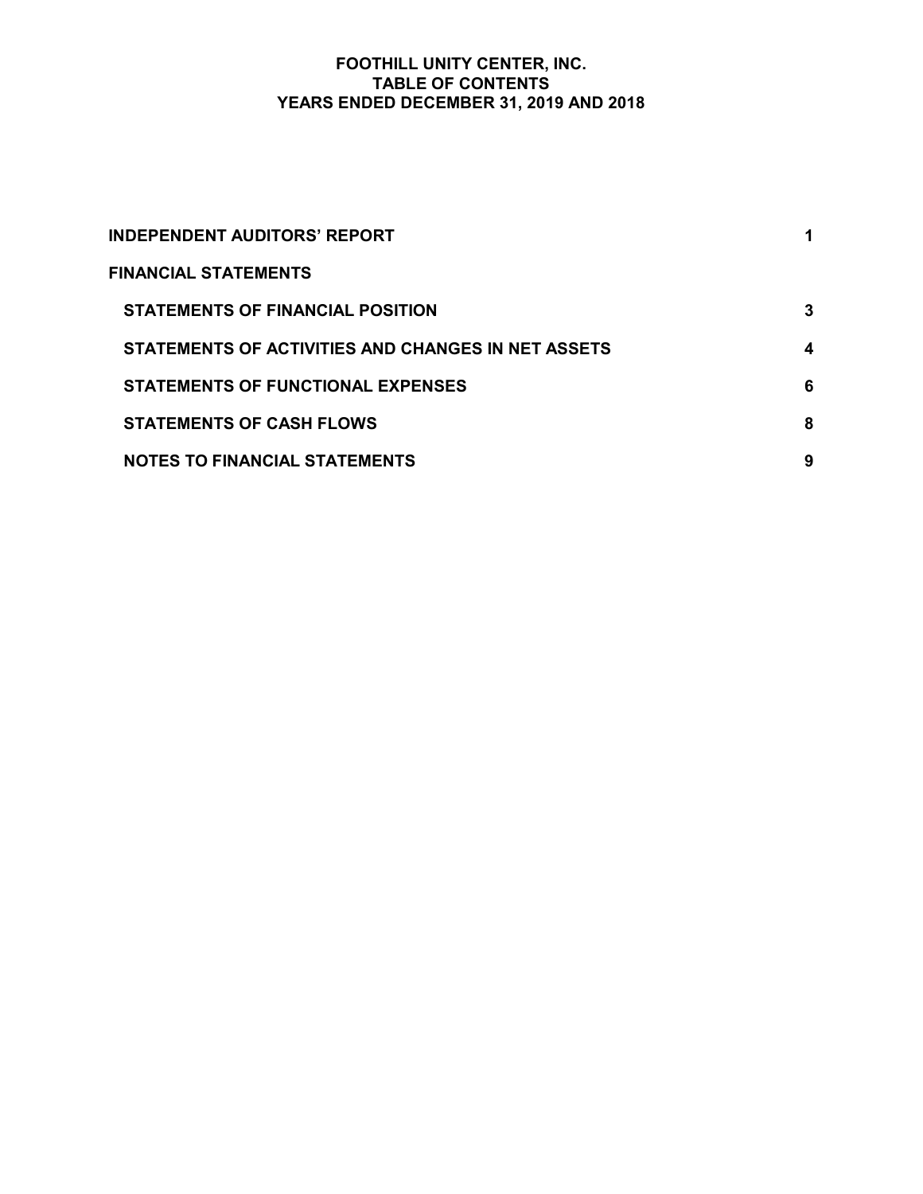# FOOTHILL UNITY CENTER, INC.
## TABLE OF CONTENTS
### YEARS ENDED DECEMBER 31, 2019 AND 2018

| | |
|---|---|
| **INDEPENDENT AUDITORS' REPORT** | **1** |
| **FINANCIAL STATEMENTS** | |
| **STATEMENTS OF FINANCIAL POSITION** | **3** |
| **STATEMENTS OF ACTIVITIES AND CHANGES IN NET ASSETS** | **4** |
| **STATEMENTS OF FUNCTIONAL EXPENSES** | **6** |
| **STATEMENTS OF CASH FLOWS** | **8** |
| **NOTES TO FINANCIAL STATEMENTS** | **9** |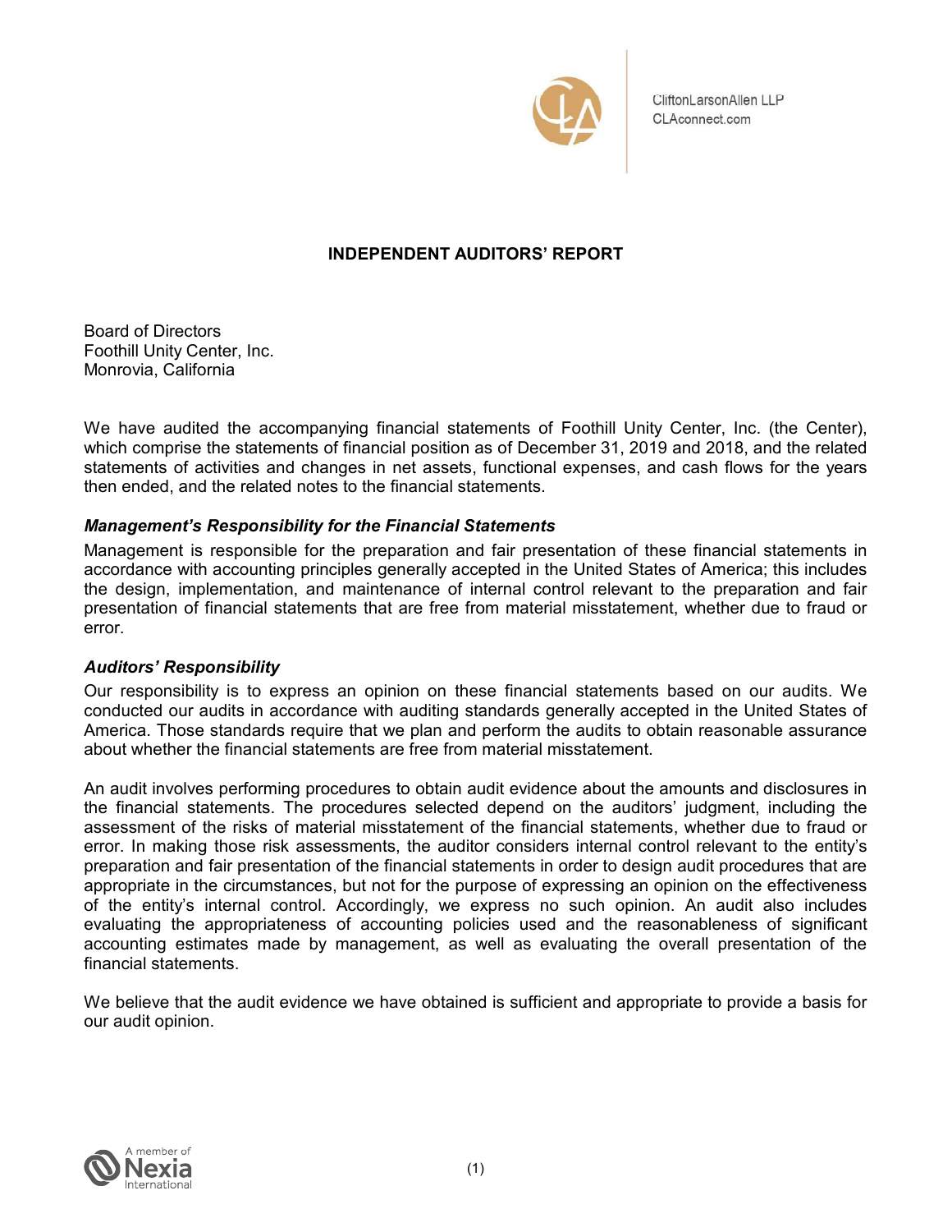CliftonLarsonAllen LLP
CLAconnect.com

# INDEPENDENT AUDITORS' REPORT

Board of Directors
Foothill Unity Center, Inc.
Monrovia, California

We have audited the accompanying financial statements of Foothill Unity Center, Inc. (the Center), which comprise the statements of financial position as of December 31, 2019 and 2018, and the related statements of activities and changes in net assets, functional expenses, and cash flows for the years then ended, and the related notes to the financial statements.

### *Management's Responsibility for the Financial Statements*

Management is responsible for the preparation and fair presentation of these financial statements in accordance with accounting principles generally accepted in the United States of America; this includes the design, implementation, and maintenance of internal control relevant to the preparation and fair presentation of financial statements that are free from material misstatement, whether due to fraud or error.

### *Auditors' Responsibility*

Our responsibility is to express an opinion on these financial statements based on our audits. We conducted our audits in accordance with auditing standards generally accepted in the United States of America. Those standards require that we plan and perform the audits to obtain reasonable assurance about whether the financial statements are free from material misstatement.

An audit involves performing procedures to obtain audit evidence about the amounts and disclosures in the financial statements. The procedures selected depend on the auditors' judgment, including the assessment of the risks of material misstatement of the financial statements, whether due to fraud or error. In making those risk assessments, the auditor considers internal control relevant to the entity's preparation and fair presentation of the financial statements in order to design audit procedures that are appropriate in the circumstances, but not for the purpose of expressing an opinion on the effectiveness of the entity's internal control. Accordingly, we express no such opinion. An audit also includes evaluating the appropriateness of accounting policies used and the reasonableness of significant accounting estimates made by management, as well as evaluating the overall presentation of the financial statements.

We believe that the audit evidence we have obtained is sufficient and appropriate to provide a basis for our audit opinion.

A member of Nexia International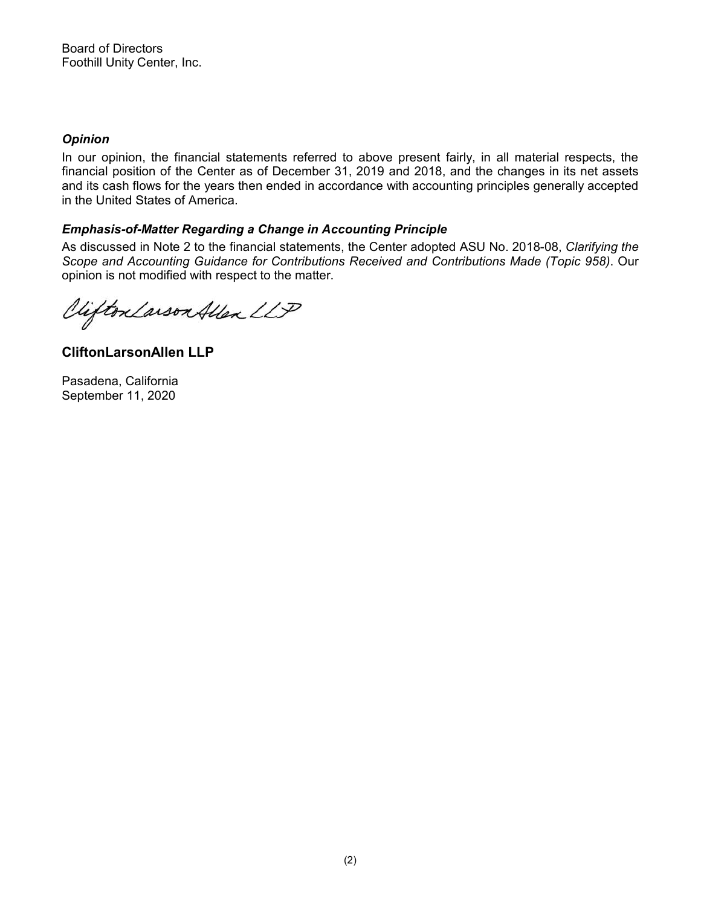Board of Directors
Foothill Unity Center, Inc.

### *Opinion*

In our opinion, the financial statements referred to above present fairly, in all material respects, the financial position of the Center as of December 31, 2019 and 2018, and the changes in its net assets and its cash flows for the years then ended in accordance with accounting principles generally accepted in the United States of America.

### *Emphasis-of-Matter Regarding a Change in Accounting Principle*

As discussed in Note 2 to the financial statements, the Center adopted ASU No. 2018-08, *Clarifying the Scope and Accounting Guidance for Contributions Received and Contributions Made (Topic 958)*. Our opinion is not modified with respect to the matter.

CliftonLarsonAllen LLP

**CliftonLarsonAllen LLP**

Pasadena, California
September 11, 2020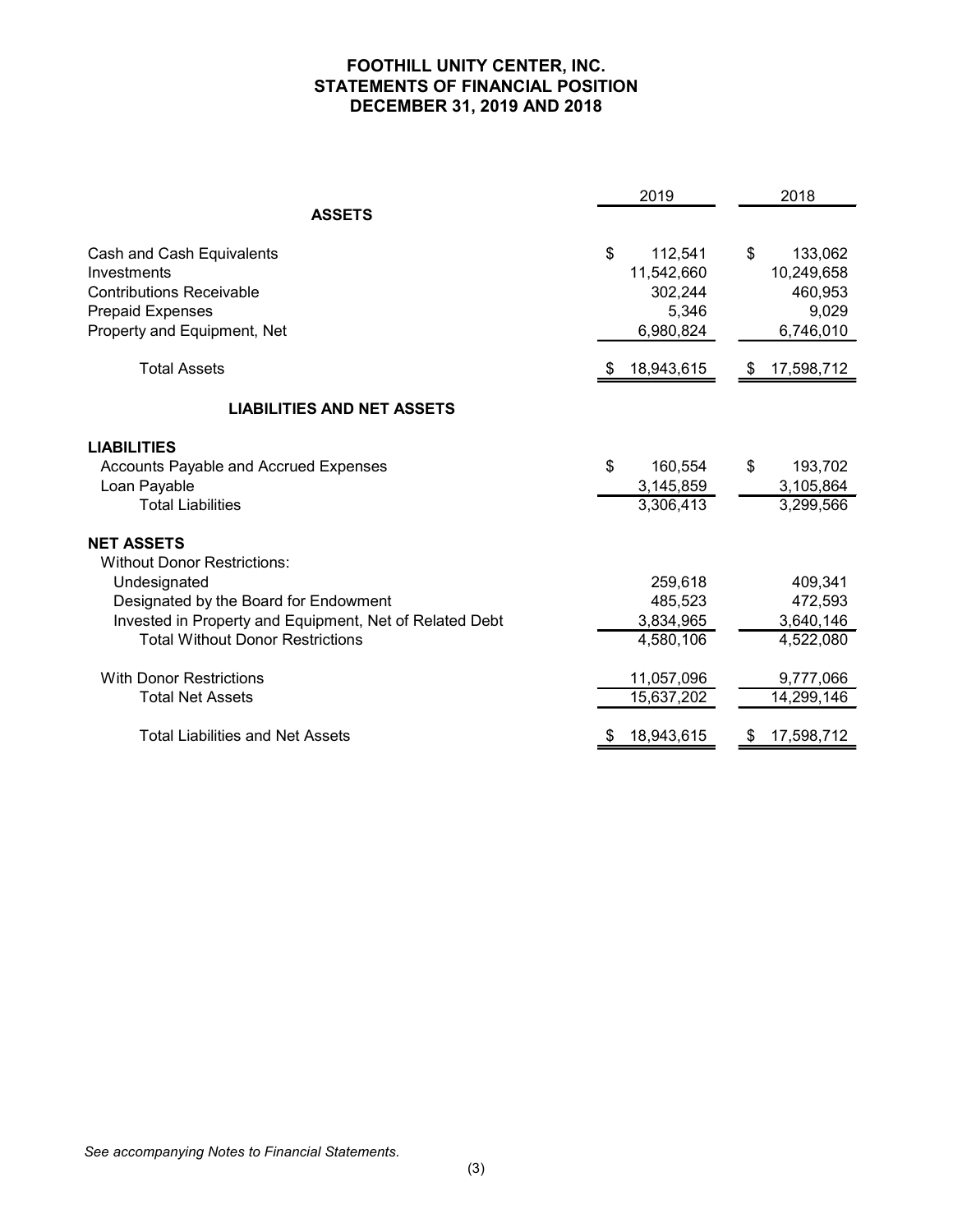# FOOTHILL UNITY CENTER, INC.
# STATEMENTS OF FINANCIAL POSITION
# DECEMBER 31, 2019 AND 2018

| | 2019 | 2018 |
|---|---|---|
| **ASSETS** | | |
| Cash and Cash Equivalents | $ 112,541 | $ 133,062 |
| Investments | 11,542,660 | 10,249,658 |
| Contributions Receivable | 302,244 | 460,953 |
| Prepaid Expenses | 5,346 | 9,029 |
| Property and Equipment, Net | 6,980,824 | 6,746,010 |
| Total Assets | $ 18,943,615 | $ 17,598,712 |
| **LIABILITIES AND NET ASSETS** | | |
| **LIABILITIES** | | |
| Accounts Payable and Accrued Expenses | $ 160,554 | $ 193,702 |
| Loan Payable | 3,145,859 | 3,105,864 |
| Total Liabilities | 3,306,413 | 3,299,566 |
| **NET ASSETS** | | |
| Without Donor Restrictions: | | |
| Undesignated | 259,618 | 409,341 |
| Designated by the Board for Endowment | 485,523 | 472,593 |
| Invested in Property and Equipment, Net of Related Debt | 3,834,965 | 3,640,146 |
| Total Without Donor Restrictions | 4,580,106 | 4,522,080 |
| With Donor Restrictions | 11,057,096 | 9,777,066 |
| Total Net Assets | 15,637,202 | 14,299,146 |
| Total Liabilities and Net Assets | $ 18,943,615 | $ 17,598,712 |

*See accompanying Notes to Financial Statements.*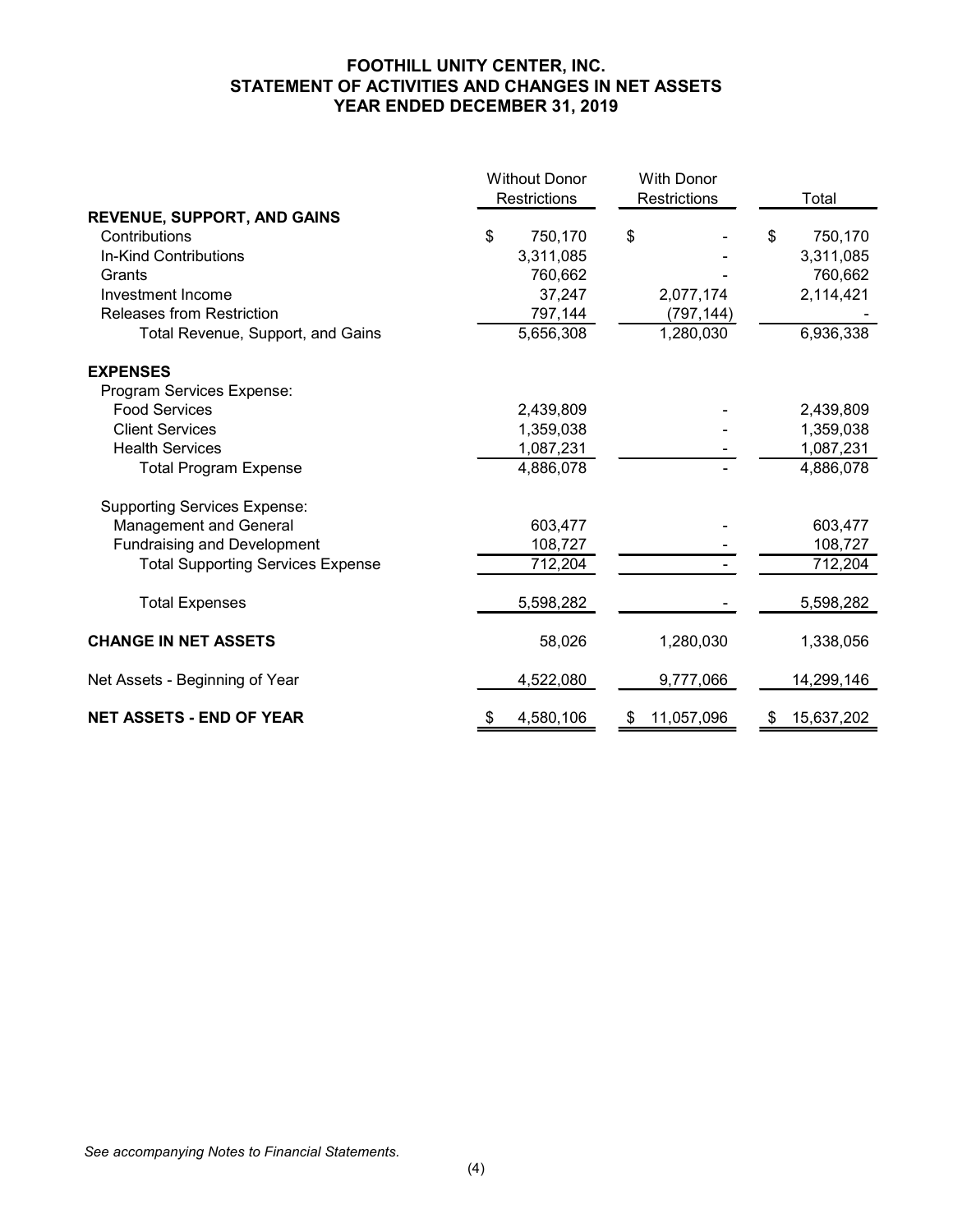# FOOTHILL UNITY CENTER, INC.
## STATEMENT OF ACTIVITIES AND CHANGES IN NET ASSETS
### YEAR ENDED DECEMBER 31, 2019

| | Without Donor Restrictions | With Donor Restrictions | Total |
|---|---|---|---|
| **REVENUE, SUPPORT, AND GAINS** | | | |
| Contributions | $ 750,170 | $ - | $ 750,170 |
| In-Kind Contributions | 3,311,085 | - | 3,311,085 |
| Grants | 760,662 | - | 760,662 |
| Investment Income | 37,247 | 2,077,174 | 2,114,421 |
| Releases from Restriction | 797,144 | (797,144) | - |
| Total Revenue, Support, and Gains | 5,656,308 | 1,280,030 | 6,936,338 |
| **EXPENSES** | | | |
| Program Services Expense: | | | |
| Food Services | 2,439,809 | - | 2,439,809 |
| Client Services | 1,359,038 | - | 1,359,038 |
| Health Services | 1,087,231 | - | 1,087,231 |
| Total Program Expense | 4,886,078 | - | 4,886,078 |
| Supporting Services Expense: | | | |
| Management and General | 603,477 | - | 603,477 |
| Fundraising and Development | 108,727 | - | 108,727 |
| Total Supporting Services Expense | 712,204 | - | 712,204 |
| Total Expenses | 5,598,282 | - | 5,598,282 |
| **CHANGE IN NET ASSETS** | 58,026 | 1,280,030 | 1,338,056 |
| Net Assets - Beginning of Year | 4,522,080 | 9,777,066 | 14,299,146 |
| **NET ASSETS - END OF YEAR** | $ 4,580,106 | $ 11,057,096 | $ 15,637,202 |

*See accompanying Notes to Financial Statements.*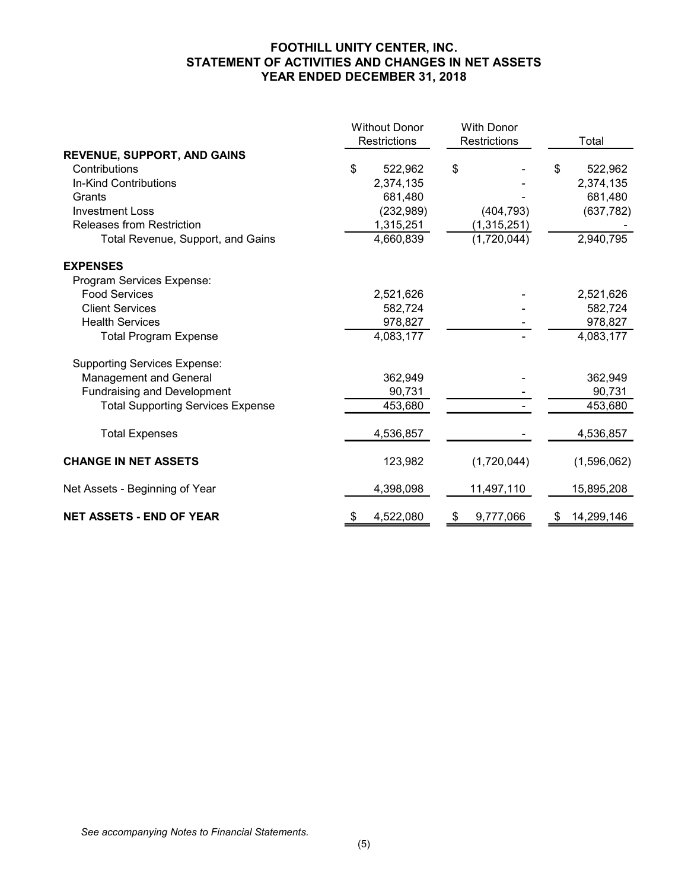# FOOTHILL UNITY CENTER, INC.
# STATEMENT OF ACTIVITIES AND CHANGES IN NET ASSETS
# YEAR ENDED DECEMBER 31, 2018

| | Without Donor Restrictions | With Donor Restrictions | Total |
|---|---|---|---|
| **REVENUE, SUPPORT, AND GAINS** | | | |
| Contributions | $ 522,962 | $ - | $ 522,962 |
| In-Kind Contributions | 2,374,135 | - | 2,374,135 |
| Grants | 681,480 | - | 681,480 |
| Investment Loss | (232,989) | (404,793) | (637,782) |
| Releases from Restriction | 1,315,251 | (1,315,251) | - |
| Total Revenue, Support, and Gains | 4,660,839 | (1,720,044) | 2,940,795 |
| **EXPENSES** | | | |
| Program Services Expense: | | | |
| Food Services | 2,521,626 | - | 2,521,626 |
| Client Services | 582,724 | - | 582,724 |
| Health Services | 978,827 | - | 978,827 |
| Total Program Expense | 4,083,177 | - | 4,083,177 |
| Supporting Services Expense: | | | |
| Management and General | 362,949 | - | 362,949 |
| Fundraising and Development | 90,731 | - | 90,731 |
| Total Supporting Services Expense | 453,680 | - | 453,680 |
| Total Expenses | 4,536,857 | - | 4,536,857 |
| **CHANGE IN NET ASSETS** | 123,982 | (1,720,044) | (1,596,062) |
| Net Assets - Beginning of Year | 4,398,098 | 11,497,110 | 15,895,208 |
| **NET ASSETS - END OF YEAR** | $ 4,522,080 | $ 9,777,066 | $ 14,299,146 |

*See accompanying Notes to Financial Statements.*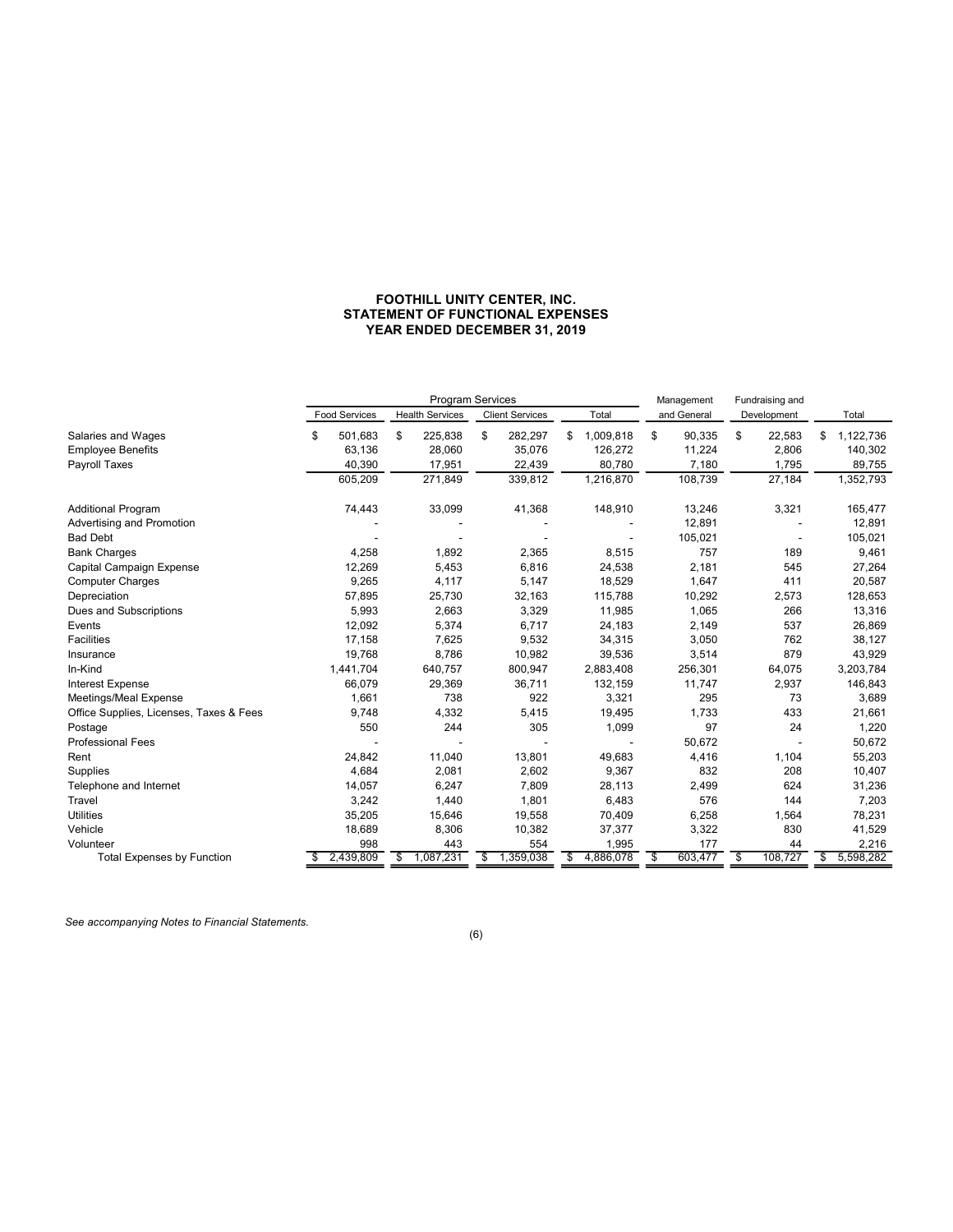**FOOTHILL UNITY CENTER, INC.**
**STATEMENT OF FUNCTIONAL EXPENSES**
**YEAR ENDED DECEMBER 31, 2019**

| | Program Services | | | | Management | Fundraising and | |
|---|---|---|---|---|---|---|---|
| | Food Services | Health Services | Client Services | Total | and General | Development | Total |
| Salaries and Wages | $ 501,683 | $ 225,838 | $ 282,297 | $ 1,009,818 | $ 90,335 | $ 22,583 | $ 1,122,736 |
| Employee Benefits | 63,136 | 28,060 | 35,076 | 126,272 | 11,224 | 2,806 | 140,302 |
| Payroll Taxes | 40,390 | 17,951 | 22,439 | 80,780 | 7,180 | 1,795 | 89,755 |
| | 605,209 | 271,849 | 339,812 | 1,216,870 | 108,739 | 27,184 | 1,352,793 |
| Additional Program | 74,443 | 33,099 | 41,368 | 148,910 | 13,246 | 3,321 | 165,477 |
| Advertising and Promotion | - | - | - | - | 12,891 | - | 12,891 |
| Bad Debt | - | - | - | - | 105,021 | - | 105,021 |
| Bank Charges | 4,258 | 1,892 | 2,365 | 8,515 | 757 | 189 | 9,461 |
| Capital Campaign Expense | 12,269 | 5,453 | 6,816 | 24,538 | 2,181 | 545 | 27,264 |
| Computer Charges | 9,265 | 4,117 | 5,147 | 18,529 | 1,647 | 411 | 20,587 |
| Depreciation | 57,895 | 25,730 | 32,163 | 115,788 | 10,292 | 2,573 | 128,653 |
| Dues and Subscriptions | 5,993 | 2,663 | 3,329 | 11,985 | 1,065 | 266 | 13,316 |
| Events | 12,092 | 5,374 | 6,717 | 24,183 | 2,149 | 537 | 26,869 |
| Facilities | 17,158 | 7,625 | 9,532 | 34,315 | 3,050 | 762 | 38,127 |
| Insurance | 19,768 | 8,786 | 10,982 | 39,536 | 3,514 | 879 | 43,929 |
| In-Kind | 1,441,704 | 640,757 | 800,947 | 2,883,408 | 256,301 | 64,075 | 3,203,784 |
| Interest Expense | 66,079 | 29,369 | 36,711 | 132,159 | 11,747 | 2,937 | 146,843 |
| Meetings/Meal Expense | 1,661 | 738 | 922 | 3,321 | 295 | 73 | 3,689 |
| Office Supplies, Licenses, Taxes & Fees | 9,748 | 4,332 | 5,415 | 19,495 | 1,733 | 433 | 21,661 |
| Postage | 550 | 244 | 305 | 1,099 | 97 | 24 | 1,220 |
| Professional Fees | - | - | - | - | 50,672 | - | 50,672 |
| Rent | 24,842 | 11,040 | 13,801 | 49,683 | 4,416 | 1,104 | 55,203 |
| Supplies | 4,684 | 2,081 | 2,602 | 9,367 | 832 | 208 | 10,407 |
| Telephone and Internet | 14,057 | 6,247 | 7,809 | 28,113 | 2,499 | 624 | 31,236 |
| Travel | 3,242 | 1,440 | 1,801 | 6,483 | 576 | 144 | 7,203 |
| Utilities | 35,205 | 15,646 | 19,558 | 70,409 | 6,258 | 1,564 | 78,231 |
| Vehicle | 18,689 | 8,306 | 10,382 | 37,377 | 3,322 | 830 | 41,529 |
| Volunteer | 998 | 443 | 554 | 1,995 | 177 | 44 | 2,216 |
| Total Expenses by Function | $ 2,439,809 | $ 1,087,231 | $ 1,359,038 | $ 4,886,078 | $ 603,477 | $ 108,727 | $ 5,598,282 |

*See accompanying Notes to Financial Statements.*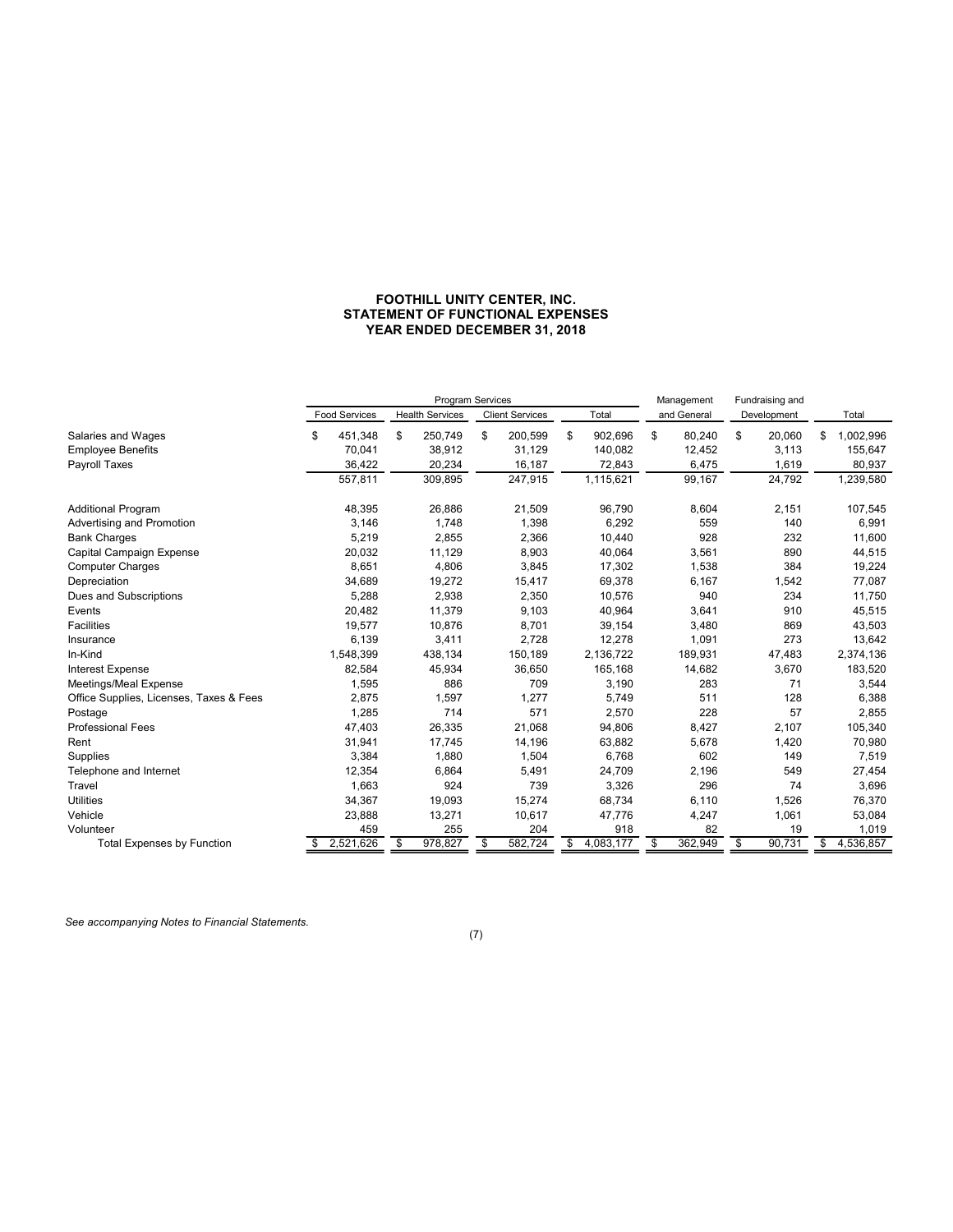# FOOTHILL UNITY CENTER, INC.
## STATEMENT OF FUNCTIONAL EXPENSES
### YEAR ENDED DECEMBER 31, 2018

| | Program Services | | | | Management | Fundraising and | |
|---|---|---|---|---|---|---|---|
| | Food Services | Health Services | Client Services | Total | and General | Development | Total |
| Salaries and Wages | $ 451,348 | $ 250,749 | $ 200,599 | $ 902,696 | $ 80,240 | $ 20,060 | $ 1,002,996 |
| Employee Benefits | 70,041 | 38,912 | 31,129 | 140,082 | 12,452 | 3,113 | 155,647 |
| Payroll Taxes | 36,422 | 20,234 | 16,187 | 72,843 | 6,475 | 1,619 | 80,937 |
| | 557,811 | 309,895 | 247,915 | 1,115,621 | 99,167 | 24,792 | 1,239,580 |
| Additional Program | 48,395 | 26,886 | 21,509 | 96,790 | 8,604 | 2,151 | 107,545 |
| Advertising and Promotion | 3,146 | 1,748 | 1,398 | 6,292 | 559 | 140 | 6,991 |
| Bank Charges | 5,219 | 2,855 | 2,366 | 10,440 | 928 | 232 | 11,600 |
| Capital Campaign Expense | 20,032 | 11,129 | 8,903 | 40,064 | 3,561 | 890 | 44,515 |
| Computer Charges | 8,651 | 4,806 | 3,845 | 17,302 | 1,538 | 384 | 19,224 |
| Depreciation | 34,689 | 19,272 | 15,417 | 69,378 | 6,167 | 1,542 | 77,087 |
| Dues and Subscriptions | 5,288 | 2,938 | 2,350 | 10,576 | 940 | 234 | 11,750 |
| Events | 20,482 | 11,379 | 9,103 | 40,964 | 3,641 | 910 | 45,515 |
| Facilities | 19,577 | 10,876 | 8,701 | 39,154 | 3,480 | 869 | 43,503 |
| Insurance | 6,139 | 3,411 | 2,728 | 12,278 | 1,091 | 273 | 13,642 |
| In-Kind | 1,548,399 | 438,134 | 150,189 | 2,136,722 | 189,931 | 47,483 | 2,374,136 |
| Interest Expense | 82,584 | 45,934 | 36,650 | 165,168 | 14,682 | 3,670 | 183,520 |
| Meetings/Meal Expense | 1,595 | 886 | 709 | 3,190 | 283 | 71 | 3,544 |
| Office Supplies, Licenses, Taxes & Fees | 2,875 | 1,597 | 1,277 | 5,749 | 511 | 128 | 6,388 |
| Postage | 1,285 | 714 | 571 | 2,570 | 228 | 57 | 2,855 |
| Professional Fees | 47,403 | 26,335 | 21,068 | 94,806 | 8,427 | 2,107 | 105,340 |
| Rent | 31,941 | 17,745 | 14,196 | 63,882 | 5,678 | 1,420 | 70,980 |
| Supplies | 3,384 | 1,880 | 1,504 | 6,768 | 602 | 149 | 7,519 |
| Telephone and Internet | 12,354 | 6,864 | 5,491 | 24,709 | 2,196 | 549 | 27,454 |
| Travel | 1,663 | 924 | 739 | 3,326 | 296 | 74 | 3,696 |
| Utilities | 34,367 | 19,093 | 15,274 | 68,734 | 6,110 | 1,526 | 76,370 |
| Vehicle | 23,888 | 13,271 | 10,617 | 47,776 | 4,247 | 1,061 | 53,084 |
| Volunteer | 459 | 255 | 204 | 918 | 82 | 19 | 1,019 |
| Total Expenses by Function | $ 2,521,626 | $ 978,827 | $ 582,724 | $ 4,083,177 | $ 362,949 | $ 90,731 | $ 4,536,857 |

*See accompanying Notes to Financial Statements.*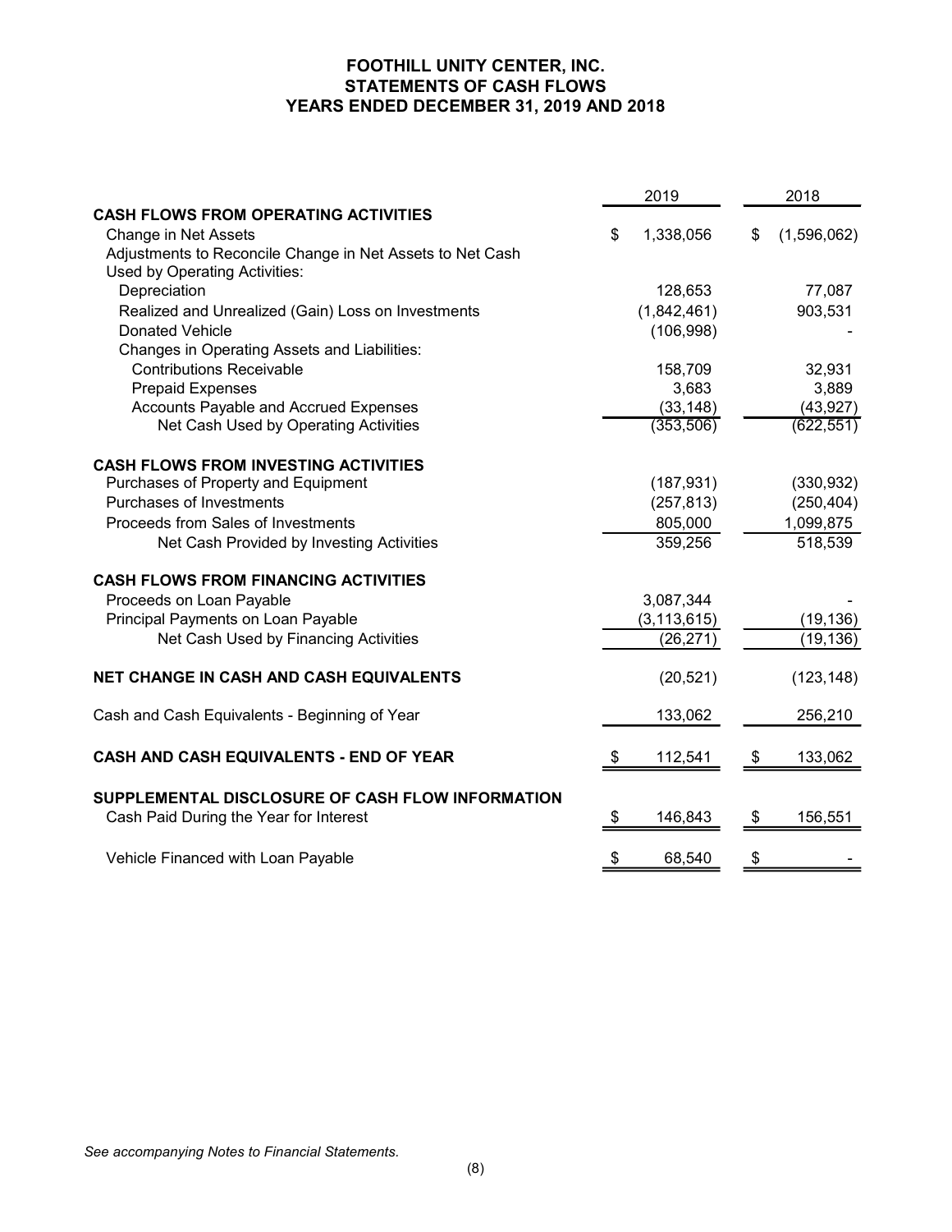# FOOTHILL UNITY CENTER, INC.
## STATEMENTS OF CASH FLOWS
## YEARS ENDED DECEMBER 31, 2019 AND 2018

| | 2019 | 2018 |
|---|---|---|
| **CASH FLOWS FROM OPERATING ACTIVITIES** | | |
| Change in Net Assets | $ 1,338,056 | $ (1,596,062) |
| Adjustments to Reconcile Change in Net Assets to Net Cash Used by Operating Activities: | | |
| Depreciation | 128,653 | 77,087 |
| Realized and Unrealized (Gain) Loss on Investments | (1,842,461) | 903,531 |
| Donated Vehicle | (106,998) | - |
| Changes in Operating Assets and Liabilities: | | |
| Contributions Receivable | 158,709 | 32,931 |
| Prepaid Expenses | 3,683 | 3,889 |
| Accounts Payable and Accrued Expenses | (33,148) | (43,927) |
| Net Cash Used by Operating Activities | (353,506) | (622,551) |
| **CASH FLOWS FROM INVESTING ACTIVITIES** | | |
| Purchases of Property and Equipment | (187,931) | (330,932) |
| Purchases of Investments | (257,813) | (250,404) |
| Proceeds from Sales of Investments | 805,000 | 1,099,875 |
| Net Cash Provided by Investing Activities | 359,256 | 518,539 |
| **CASH FLOWS FROM FINANCING ACTIVITIES** | | |
| Proceeds on Loan Payable | 3,087,344 | - |
| Principal Payments on Loan Payable | (3,113,615) | (19,136) |
| Net Cash Used by Financing Activities | (26,271) | (19,136) |
| **NET CHANGE IN CASH AND CASH EQUIVALENTS** | (20,521) | (123,148) |
| Cash and Cash Equivalents - Beginning of Year | 133,062 | 256,210 |
| **CASH AND CASH EQUIVALENTS - END OF YEAR** | $ 112,541 | $ 133,062 |
| **SUPPLEMENTAL DISCLOSURE OF CASH FLOW INFORMATION** | | |
| Cash Paid During the Year for Interest | $ 146,843 | $ 156,551 |
| Vehicle Financed with Loan Payable | $ 68,540 | $ - |

*See accompanying Notes to Financial Statements.*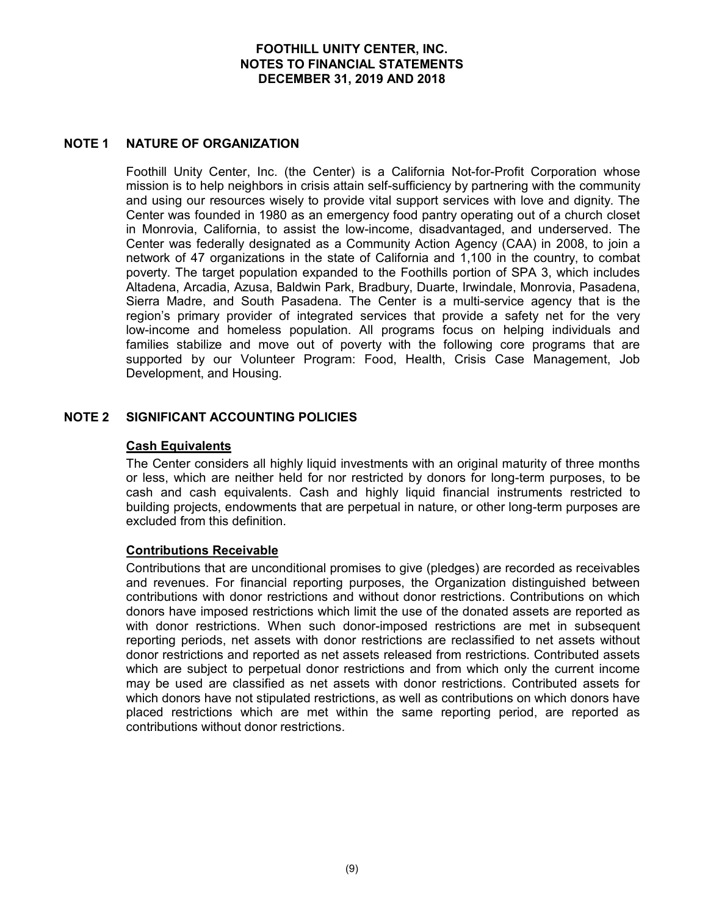# FOOTHILL UNITY CENTER, INC.
## NOTES TO FINANCIAL STATEMENTS
## DECEMBER 31, 2019 AND 2018

## NOTE 1 NATURE OF ORGANIZATION

Foothill Unity Center, Inc. (the Center) is a California Not-for-Profit Corporation whose mission is to help neighbors in crisis attain self-sufficiency by partnering with the community and using our resources wisely to provide vital support services with love and dignity. The Center was founded in 1980 as an emergency food pantry operating out of a church closet in Monrovia, California, to assist the low-income, disadvantaged, and underserved. The Center was federally designated as a Community Action Agency (CAA) in 2008, to join a network of 47 organizations in the state of California and 1,100 in the country, to combat poverty. The target population expanded to the Foothills portion of SPA 3, which includes Altadena, Arcadia, Azusa, Baldwin Park, Bradbury, Duarte, Irwindale, Monrovia, Pasadena, Sierra Madre, and South Pasadena. The Center is a multi-service agency that is the region's primary provider of integrated services that provide a safety net for the very low-income and homeless population. All programs focus on helping individuals and families stabilize and move out of poverty with the following core programs that are supported by our Volunteer Program: Food, Health, Crisis Case Management, Job Development, and Housing.

## NOTE 2 SIGNIFICANT ACCOUNTING POLICIES

### Cash Equivalents

The Center considers all highly liquid investments with an original maturity of three months or less, which are neither held for nor restricted by donors for long-term purposes, to be cash and cash equivalents. Cash and highly liquid financial instruments restricted to building projects, endowments that are perpetual in nature, or other long-term purposes are excluded from this definition.

### Contributions Receivable

Contributions that are unconditional promises to give (pledges) are recorded as receivables and revenues. For financial reporting purposes, the Organization distinguished between contributions with donor restrictions and without donor restrictions. Contributions on which donors have imposed restrictions which limit the use of the donated assets are reported as with donor restrictions. When such donor-imposed restrictions are met in subsequent reporting periods, net assets with donor restrictions are reclassified to net assets without donor restrictions and reported as net assets released from restrictions. Contributed assets which are subject to perpetual donor restrictions and from which only the current income may be used are classified as net assets with donor restrictions. Contributed assets for which donors have not stipulated restrictions, as well as contributions on which donors have placed restrictions which are met within the same reporting period, are reported as contributions without donor restrictions.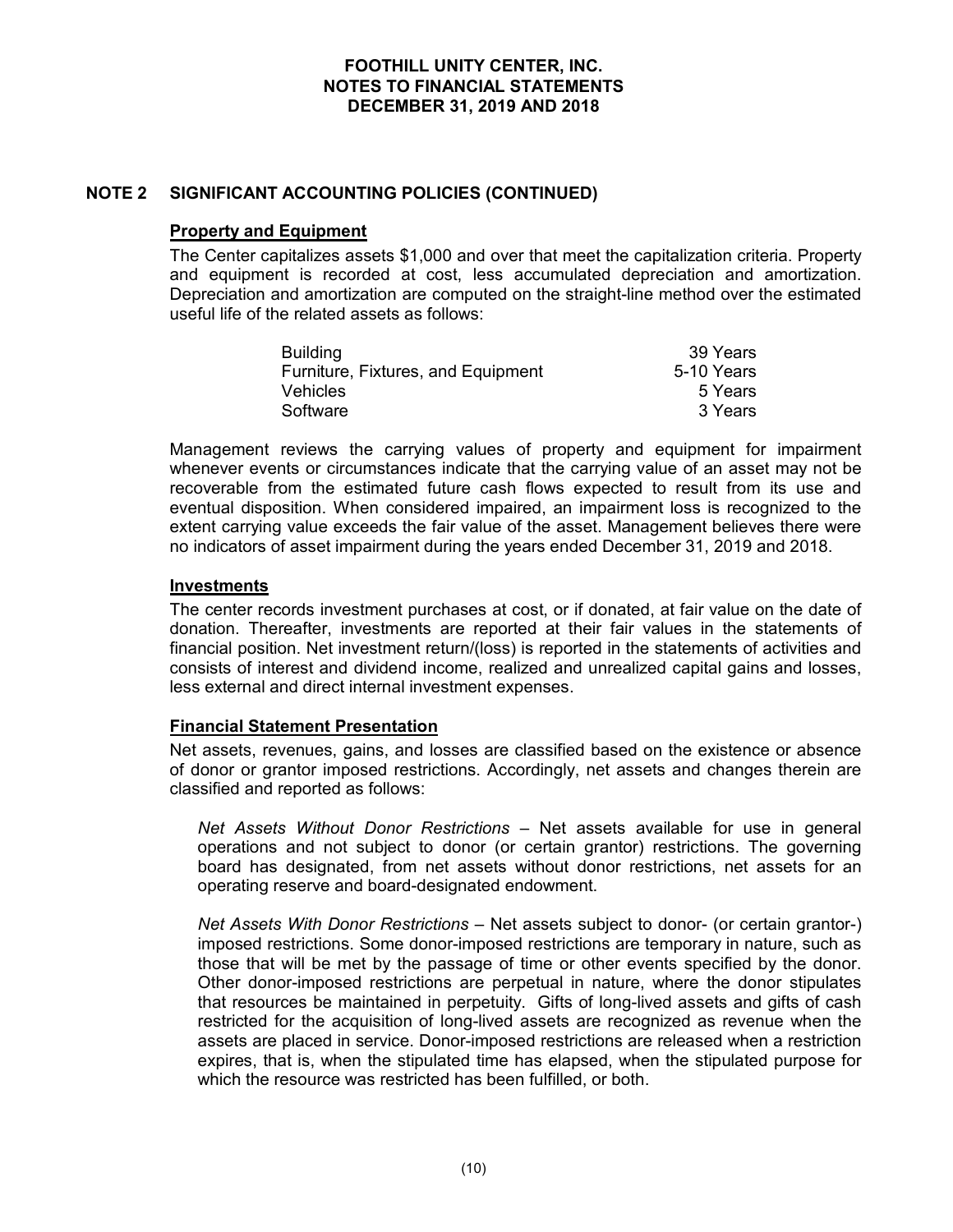## NOTE 2 SIGNIFICANT ACCOUNTING POLICIES (CONTINUED)

### Property and Equipment

The Center capitalizes assets $1,000 and over that meet the capitalization criteria. Property and equipment is recorded at cost, less accumulated depreciation and amortization. Depreciation and amortization are computed on the straight-line method over the estimated useful life of the related assets as follows:

| | |
|---|---|
| Building | 39 Years |
| Furniture, Fixtures, and Equipment | 5-10 Years |
| Vehicles | 5 Years |
| Software | 3 Years |

Management reviews the carrying values of property and equipment for impairment whenever events or circumstances indicate that the carrying value of an asset may not be recoverable from the estimated future cash flows expected to result from its use and eventual disposition. When considered impaired, an impairment loss is recognized to the extent carrying value exceeds the fair value of the asset. Management believes there were no indicators of asset impairment during the years ended December 31, 2019 and 2018.

### Investments

The center records investment purchases at cost, or if donated, at fair value on the date of donation. Thereafter, investments are reported at their fair values in the statements of financial position. Net investment return/(loss) is reported in the statements of activities and consists of interest and dividend income, realized and unrealized capital gains and losses, less external and direct internal investment expenses.

### Financial Statement Presentation

Net assets, revenues, gains, and losses are classified based on the existence or absence of donor or grantor imposed restrictions. Accordingly, net assets and changes therein are classified and reported as follows:

*Net Assets Without Donor Restrictions* – Net assets available for use in general operations and not subject to donor (or certain grantor) restrictions. The governing board has designated, from net assets without donor restrictions, net assets for an operating reserve and board-designated endowment.

*Net Assets With Donor Restrictions* – Net assets subject to donor- (or certain grantor-) imposed restrictions. Some donor-imposed restrictions are temporary in nature, such as those that will be met by the passage of time or other events specified by the donor. Other donor-imposed restrictions are perpetual in nature, where the donor stipulates that resources be maintained in perpetuity. Gifts of long-lived assets and gifts of cash restricted for the acquisition of long-lived assets are recognized as revenue when the assets are placed in service. Donor-imposed restrictions are released when a restriction expires, that is, when the stipulated time has elapsed, when the stipulated purpose for which the resource was restricted has been fulfilled, or both.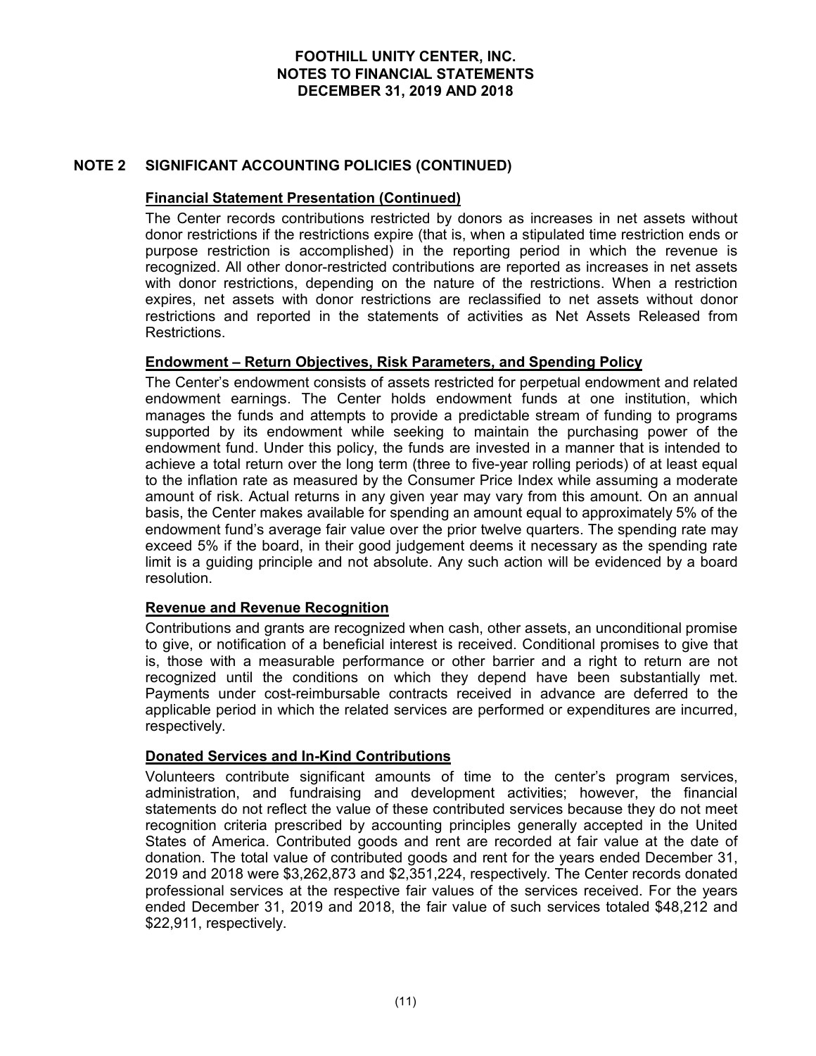## NOTE 2 SIGNIFICANT ACCOUNTING POLICIES (CONTINUED)

### Financial Statement Presentation (Continued)

The Center records contributions restricted by donors as increases in net assets without donor restrictions if the restrictions expire (that is, when a stipulated time restriction ends or purpose restriction is accomplished) in the reporting period in which the revenue is recognized. All other donor-restricted contributions are reported as increases in net assets with donor restrictions, depending on the nature of the restrictions. When a restriction expires, net assets with donor restrictions are reclassified to net assets without donor restrictions and reported in the statements of activities as Net Assets Released from Restrictions.

### Endowment – Return Objectives, Risk Parameters, and Spending Policy

The Center's endowment consists of assets restricted for perpetual endowment and related endowment earnings. The Center holds endowment funds at one institution, which manages the funds and attempts to provide a predictable stream of funding to programs supported by its endowment while seeking to maintain the purchasing power of the endowment fund. Under this policy, the funds are invested in a manner that is intended to achieve a total return over the long term (three to five-year rolling periods) of at least equal to the inflation rate as measured by the Consumer Price Index while assuming a moderate amount of risk. Actual returns in any given year may vary from this amount. On an annual basis, the Center makes available for spending an amount equal to approximately 5% of the endowment fund's average fair value over the prior twelve quarters. The spending rate may exceed 5% if the board, in their good judgement deems it necessary as the spending rate limit is a guiding principle and not absolute. Any such action will be evidenced by a board resolution.

### Revenue and Revenue Recognition

Contributions and grants are recognized when cash, other assets, an unconditional promise to give, or notification of a beneficial interest is received. Conditional promises to give that is, those with a measurable performance or other barrier and a right to return are not recognized until the conditions on which they depend have been substantially met. Payments under cost-reimbursable contracts received in advance are deferred to the applicable period in which the related services are performed or expenditures are incurred, respectively.

### Donated Services and In-Kind Contributions

Volunteers contribute significant amounts of time to the center's program services, administration, and fundraising and development activities; however, the financial statements do not reflect the value of these contributed services because they do not meet recognition criteria prescribed by accounting principles generally accepted in the United States of America. Contributed goods and rent are recorded at fair value at the date of donation. The total value of contributed goods and rent for the years ended December 31, 2019 and 2018 were $3,262,873 and $2,351,224, respectively. The Center records donated professional services at the respective fair values of the services received. For the years ended December 31, 2019 and 2018, the fair value of such services totaled $48,212 and $22,911, respectively.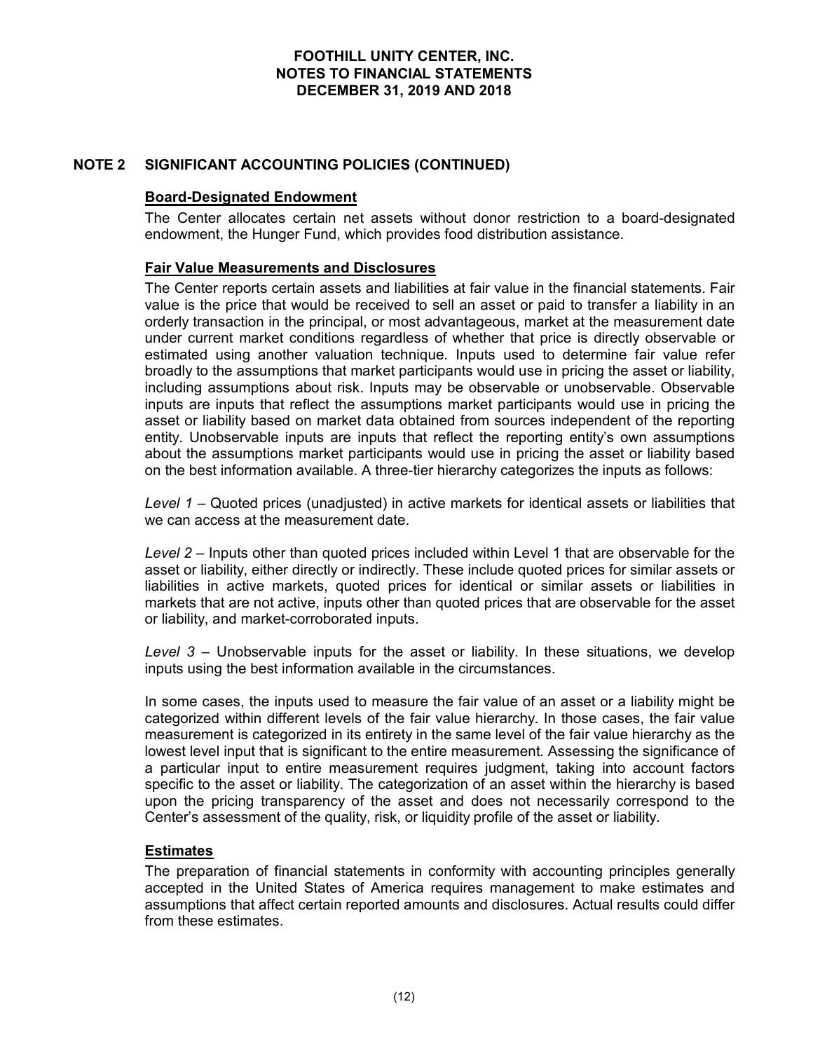## NOTE 2 SIGNIFICANT ACCOUNTING POLICIES (CONTINUED)

### Board-Designated Endowment

The Center allocates certain net assets without donor restriction to a board-designated endowment, the Hunger Fund, which provides food distribution assistance.

### Fair Value Measurements and Disclosures

The Center reports certain assets and liabilities at fair value in the financial statements. Fair value is the price that would be received to sell an asset or paid to transfer a liability in an orderly transaction in the principal, or most advantageous, market at the measurement date under current market conditions regardless of whether that price is directly observable or estimated using another valuation technique. Inputs used to determine fair value refer broadly to the assumptions that market participants would use in pricing the asset or liability, including assumptions about risk. Inputs may be observable or unobservable. Observable inputs are inputs that reflect the assumptions market participants would use in pricing the asset or liability based on market data obtained from sources independent of the reporting entity. Unobservable inputs are inputs that reflect the reporting entity's own assumptions about the assumptions market participants would use in pricing the asset or liability based on the best information available. A three-tier hierarchy categorizes the inputs as follows:

*Level 1* – Quoted prices (unadjusted) in active markets for identical assets or liabilities that we can access at the measurement date.

*Level 2* – Inputs other than quoted prices included within Level 1 that are observable for the asset or liability, either directly or indirectly. These include quoted prices for similar assets or liabilities in active markets, quoted prices for identical or similar assets or liabilities in markets that are not active, inputs other than quoted prices that are observable for the asset or liability, and market-corroborated inputs.

*Level 3* – Unobservable inputs for the asset or liability. In these situations, we develop inputs using the best information available in the circumstances.

In some cases, the inputs used to measure the fair value of an asset or a liability might be categorized within different levels of the fair value hierarchy. In those cases, the fair value measurement is categorized in its entirety in the same level of the fair value hierarchy as the lowest level input that is significant to the entire measurement. Assessing the significance of a particular input to entire measurement requires judgment, taking into account factors specific to the asset or liability. The categorization of an asset within the hierarchy is based upon the pricing transparency of the asset and does not necessarily correspond to the Center's assessment of the quality, risk, or liquidity profile of the asset or liability.

### Estimates

The preparation of financial statements in conformity with accounting principles generally accepted in the United States of America requires management to make estimates and assumptions that affect certain reported amounts and disclosures. Actual results could differ from these estimates.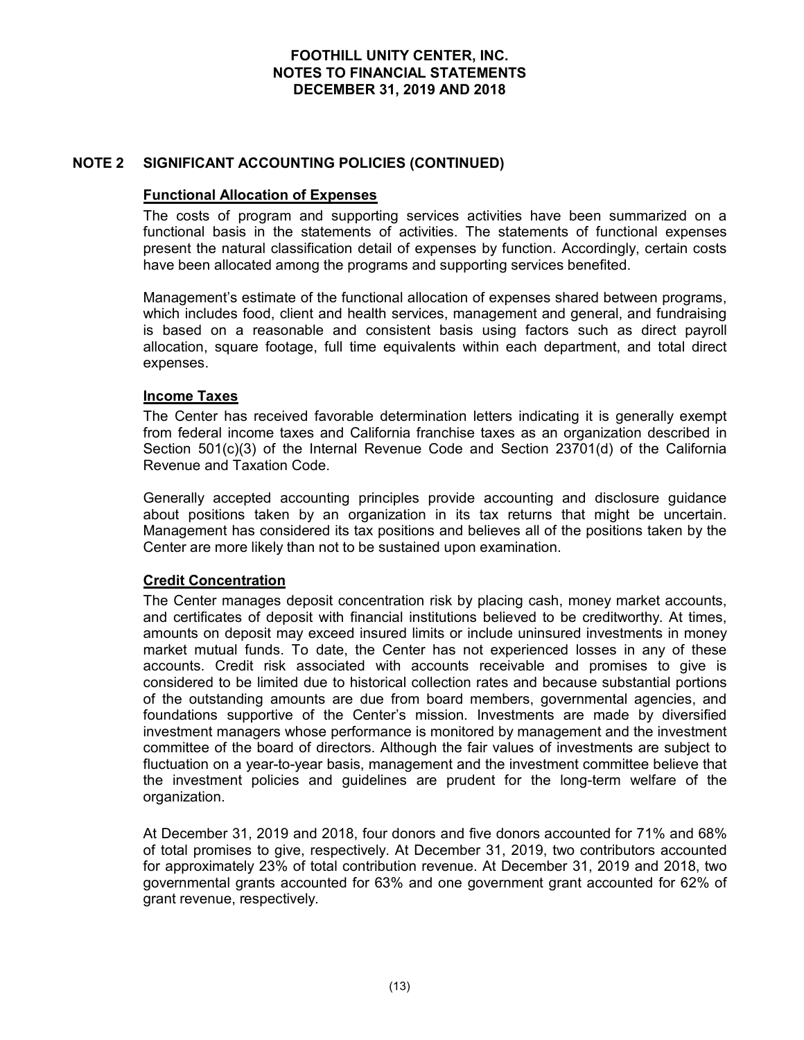## NOTE 2 SIGNIFICANT ACCOUNTING POLICIES (CONTINUED)

### Functional Allocation of Expenses

The costs of program and supporting services activities have been summarized on a functional basis in the statements of activities. The statements of functional expenses present the natural classification detail of expenses by function. Accordingly, certain costs have been allocated among the programs and supporting services benefited.

Management's estimate of the functional allocation of expenses shared between programs, which includes food, client and health services, management and general, and fundraising is based on a reasonable and consistent basis using factors such as direct payroll allocation, square footage, full time equivalents within each department, and total direct expenses.

### Income Taxes

The Center has received favorable determination letters indicating it is generally exempt from federal income taxes and California franchise taxes as an organization described in Section 501(c)(3) of the Internal Revenue Code and Section 23701(d) of the California Revenue and Taxation Code.

Generally accepted accounting principles provide accounting and disclosure guidance about positions taken by an organization in its tax returns that might be uncertain. Management has considered its tax positions and believes all of the positions taken by the Center are more likely than not to be sustained upon examination.

### Credit Concentration

The Center manages deposit concentration risk by placing cash, money market accounts, and certificates of deposit with financial institutions believed to be creditworthy. At times, amounts on deposit may exceed insured limits or include uninsured investments in money market mutual funds. To date, the Center has not experienced losses in any of these accounts. Credit risk associated with accounts receivable and promises to give is considered to be limited due to historical collection rates and because substantial portions of the outstanding amounts are due from board members, governmental agencies, and foundations supportive of the Center's mission. Investments are made by diversified investment managers whose performance is monitored by management and the investment committee of the board of directors. Although the fair values of investments are subject to fluctuation on a year-to-year basis, management and the investment committee believe that the investment policies and guidelines are prudent for the long-term welfare of the organization.

At December 31, 2019 and 2018, four donors and five donors accounted for 71% and 68% of total promises to give, respectively. At December 31, 2019, two contributors accounted for approximately 23% of total contribution revenue. At December 31, 2019 and 2018, two governmental grants accounted for 63% and one government grant accounted for 62% of grant revenue, respectively.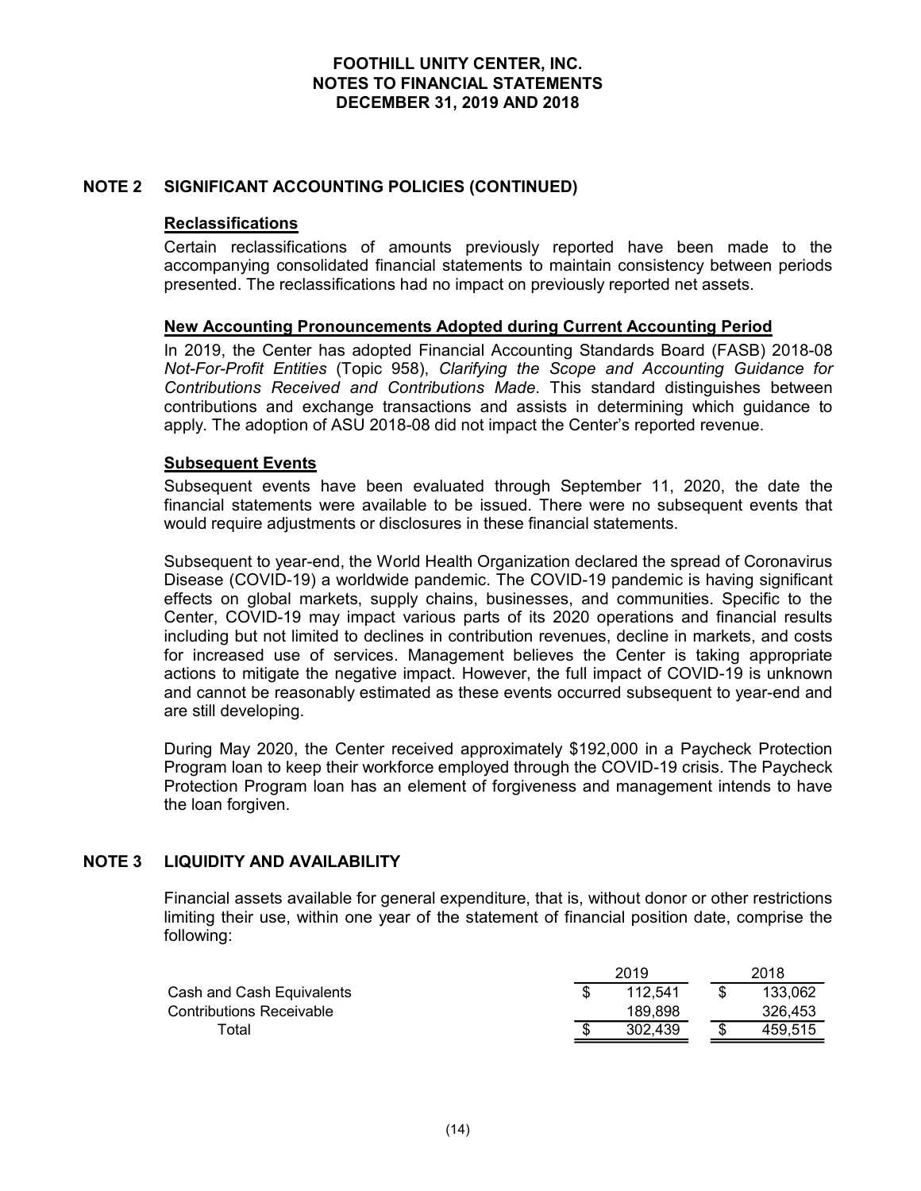# FOOTHILL UNITY CENTER, INC.
# NOTES TO FINANCIAL STATEMENTS
# DECEMBER 31, 2019 AND 2018

## NOTE 2 SIGNIFICANT ACCOUNTING POLICIES (CONTINUED)

### Reclassifications

Certain reclassifications of amounts previously reported have been made to the accompanying consolidated financial statements to maintain consistency between periods presented. The reclassifications had no impact on previously reported net assets.

### New Accounting Pronouncements Adopted during Current Accounting Period

In 2019, the Center has adopted Financial Accounting Standards Board (FASB) 2018-08 *Not-For-Profit Entities* (Topic 958), *Clarifying the Scope and Accounting Guidance for Contributions Received and Contributions Made*. This standard distinguishes between contributions and exchange transactions and assists in determining which guidance to apply. The adoption of ASU 2018-08 did not impact the Center's reported revenue.

### Subsequent Events

Subsequent events have been evaluated through September 11, 2020, the date the financial statements were available to be issued. There were no subsequent events that would require adjustments or disclosures in these financial statements.

Subsequent to year-end, the World Health Organization declared the spread of Coronavirus Disease (COVID-19) a worldwide pandemic. The COVID-19 pandemic is having significant effects on global markets, supply chains, businesses, and communities. Specific to the Center, COVID-19 may impact various parts of its 2020 operations and financial results including but not limited to declines in contribution revenues, decline in markets, and costs for increased use of services. Management believes the Center is taking appropriate actions to mitigate the negative impact. However, the full impact of COVID-19 is unknown and cannot be reasonably estimated as these events occurred subsequent to year-end and are still developing.

During May 2020, the Center received approximately $192,000 in a Paycheck Protection Program loan to keep their workforce employed through the COVID-19 crisis. The Paycheck Protection Program loan has an element of forgiveness and management intends to have the loan forgiven.

## NOTE 3 LIQUIDITY AND AVAILABILITY

Financial assets available for general expenditure, that is, without donor or other restrictions limiting their use, within one year of the statement of financial position date, comprise the following:

| | 2019 | 2018 |
|---|---|---|
| Cash and Cash Equivalents | $ 112,541 | $ 133,062 |
| Contributions Receivable | 189,898 | 326,453 |
| Total | $ 302,439 | $ 459,515 |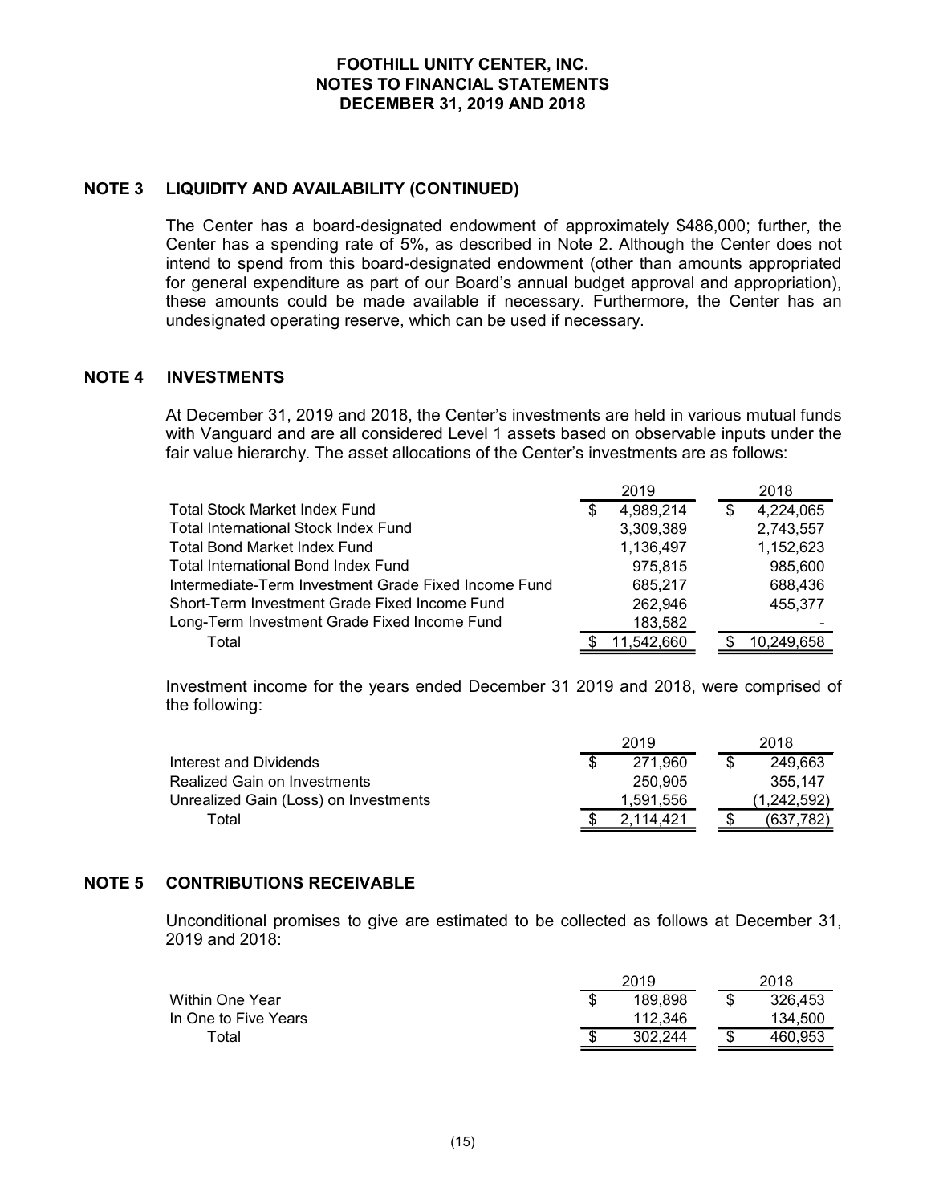## NOTE 3 LIQUIDITY AND AVAILABILITY (CONTINUED)

The Center has a board-designated endowment of approximately $486,000; further, the Center has a spending rate of 5%, as described in Note 2. Although the Center does not intend to spend from this board-designated endowment (other than amounts appropriated for general expenditure as part of our Board's annual budget approval and appropriation), these amounts could be made available if necessary. Furthermore, the Center has an undesignated operating reserve, which can be used if necessary.

## NOTE 4 INVESTMENTS

At December 31, 2019 and 2018, the Center's investments are held in various mutual funds with Vanguard and are all considered Level 1 assets based on observable inputs under the fair value hierarchy. The asset allocations of the Center's investments are as follows:

| | 2019 | 2018 |
|---|---|---|
| Total Stock Market Index Fund | $ 4,989,214 | $ 4,224,065 |
| Total International Stock Index Fund | 3,309,389 | 2,743,557 |
| Total Bond Market Index Fund | 1,136,497 | 1,152,623 |
| Total International Bond Index Fund | 975,815 | 985,600 |
| Intermediate-Term Investment Grade Fixed Income Fund | 685,217 | 688,436 |
| Short-Term Investment Grade Fixed Income Fund | 262,946 | 455,377 |
| Long-Term Investment Grade Fixed Income Fund | 183,582 | - |
| Total | $ 11,542,660 | $ 10,249,658 |

Investment income for the years ended December 31 2019 and 2018, were comprised of the following:

| | 2019 | 2018 |
|---|---|---|
| Interest and Dividends | $ 271,960 | $ 249,663 |
| Realized Gain on Investments | 250,905 | 355,147 |
| Unrealized Gain (Loss) on Investments | 1,591,556 | (1,242,592) |
| Total | $ 2,114,421 | $ (637,782) |

## NOTE 5 CONTRIBUTIONS RECEIVABLE

Unconditional promises to give are estimated to be collected as follows at December 31, 2019 and 2018:

| | 2019 | 2018 |
|---|---|---|
| Within One Year | $ 189,898 | $ 326,453 |
| In One to Five Years | 112,346 | 134,500 |
| Total | $ 302,244 | $ 460,953 |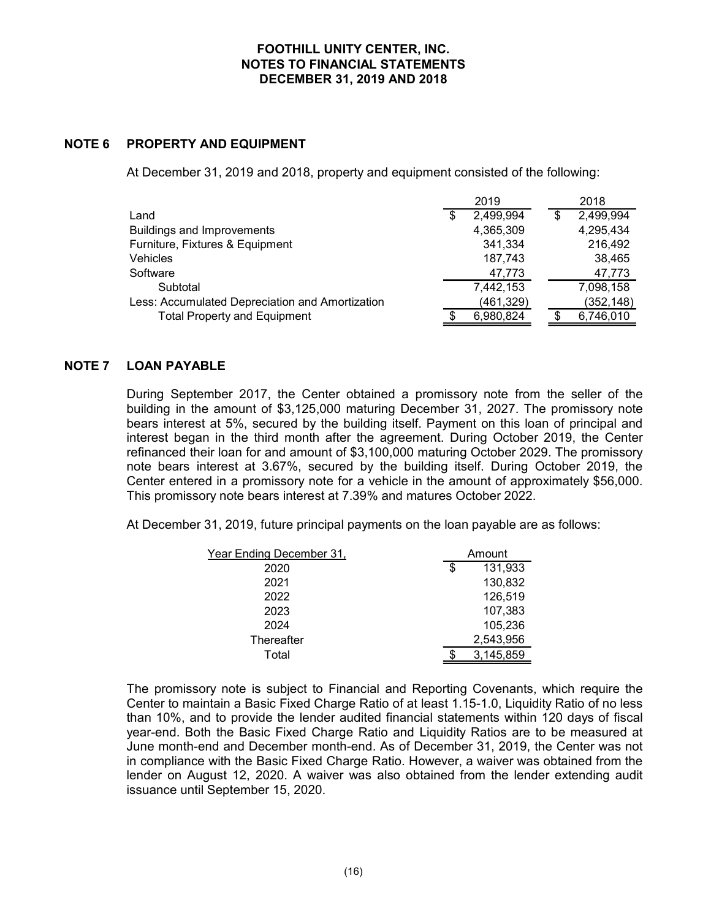# FOOTHILL UNITY CENTER, INC.
## NOTES TO FINANCIAL STATEMENTS
## DECEMBER 31, 2019 AND 2018

## NOTE 6 PROPERTY AND EQUIPMENT

At December 31, 2019 and 2018, property and equipment consisted of the following:

| | 2019 | 2018 |
|---|---|---|
| Land | $ 2,499,994 | $ 2,499,994 |
| Buildings and Improvements | 4,365,309 | 4,295,434 |
| Furniture, Fixtures & Equipment | 341,334 | 216,492 |
| Vehicles | 187,743 | 38,465 |
| Software | 47,773 | 47,773 |
| Subtotal | 7,442,153 | 7,098,158 |
| Less: Accumulated Depreciation and Amortization | (461,329) | (352,148) |
| Total Property and Equipment | $ 6,980,824 | $ 6,746,010 |

## NOTE 7 LOAN PAYABLE

During September 2017, the Center obtained a promissory note from the seller of the building in the amount of $3,125,000 maturing December 31, 2027. The promissory note bears interest at 5%, secured by the building itself. Payment on this loan of principal and interest began in the third month after the agreement. During October 2019, the Center refinanced their loan for and amount of $3,100,000 maturing October 2029. The promissory note bears interest at 3.67%, secured by the building itself. During October 2019, the Center entered in a promissory note for a vehicle in the amount of approximately $56,000. This promissory note bears interest at 7.39% and matures October 2022.

At December 31, 2019, future principal payments on the loan payable are as follows:

| Year Ending December 31, | Amount |
|---|---|
| 2020 | $ 131,933 |
| 2021 | 130,832 |
| 2022 | 126,519 |
| 2023 | 107,383 |
| 2024 | 105,236 |
| Thereafter | 2,543,956 |
| Total | $ 3,145,859 |

The promissory note is subject to Financial and Reporting Covenants, which require the Center to maintain a Basic Fixed Charge Ratio of at least 1.15-1.0, Liquidity Ratio of no less than 10%, and to provide the lender audited financial statements within 120 days of fiscal year-end. Both the Basic Fixed Charge Ratio and Liquidity Ratios are to be measured at June month-end and December month-end. As of December 31, 2019, the Center was not in compliance with the Basic Fixed Charge Ratio. However, a waiver was obtained from the lender on August 12, 2020. A waiver was also obtained from the lender extending audit issuance until September 15, 2020.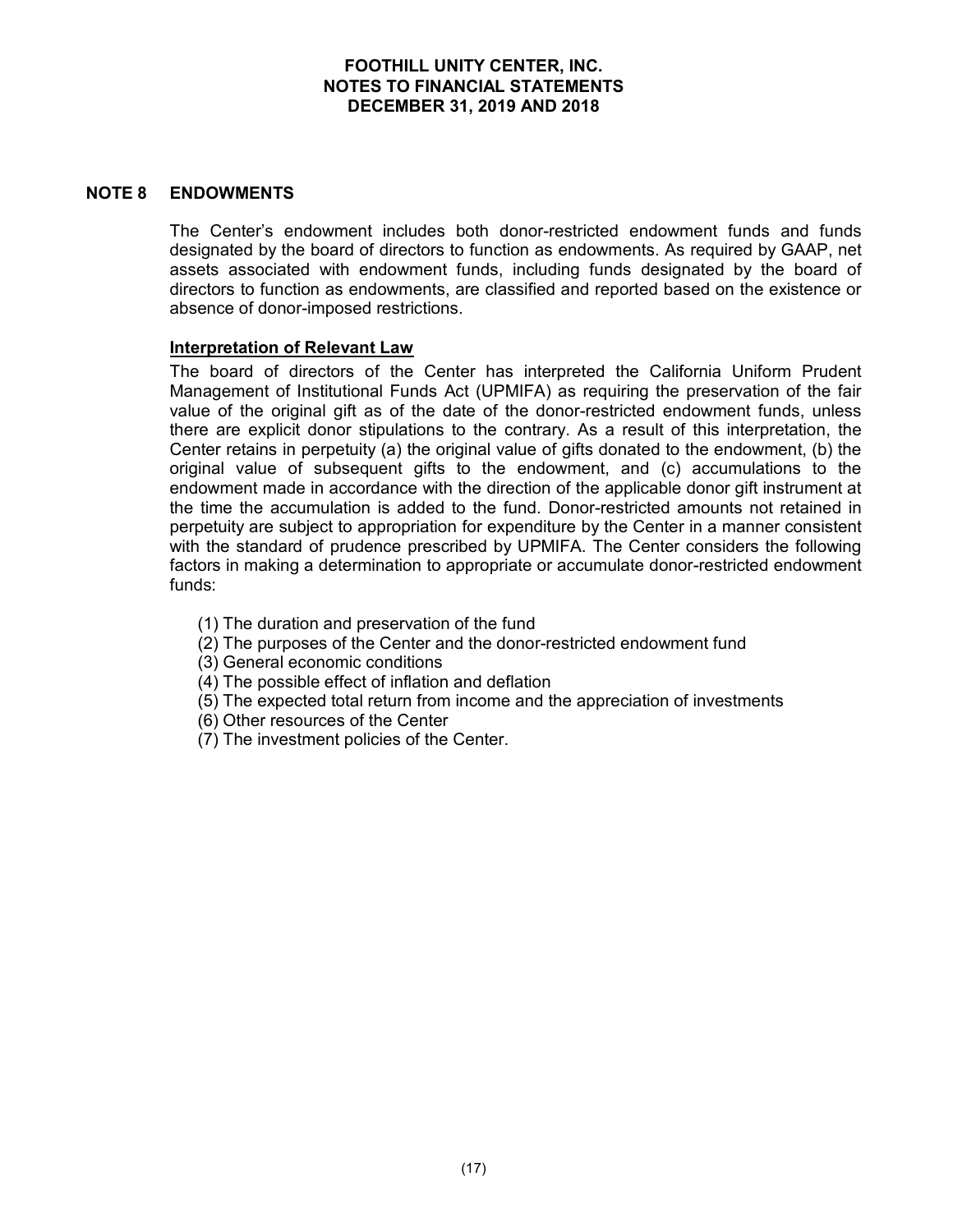## NOTE 8 ENDOWMENTS

The Center's endowment includes both donor-restricted endowment funds and funds designated by the board of directors to function as endowments. As required by GAAP, net assets associated with endowment funds, including funds designated by the board of directors to function as endowments, are classified and reported based on the existence or absence of donor-imposed restrictions.

**Interpretation of Relevant Law**

The board of directors of the Center has interpreted the California Uniform Prudent Management of Institutional Funds Act (UPMIFA) as requiring the preservation of the fair value of the original gift as of the date of the donor-restricted endowment funds, unless there are explicit donor stipulations to the contrary. As a result of this interpretation, the Center retains in perpetuity (a) the original value of gifts donated to the endowment, (b) the original value of subsequent gifts to the endowment, and (c) accumulations to the endowment made in accordance with the direction of the applicable donor gift instrument at the time the accumulation is added to the fund. Donor-restricted amounts not retained in perpetuity are subject to appropriation for expenditure by the Center in a manner consistent with the standard of prudence prescribed by UPMIFA. The Center considers the following factors in making a determination to appropriate or accumulate donor-restricted endowment funds:

(1) The duration and preservation of the fund
(2) The purposes of the Center and the donor-restricted endowment fund
(3) General economic conditions
(4) The possible effect of inflation and deflation
(5) The expected total return from income and the appreciation of investments
(6) Other resources of the Center
(7) The investment policies of the Center.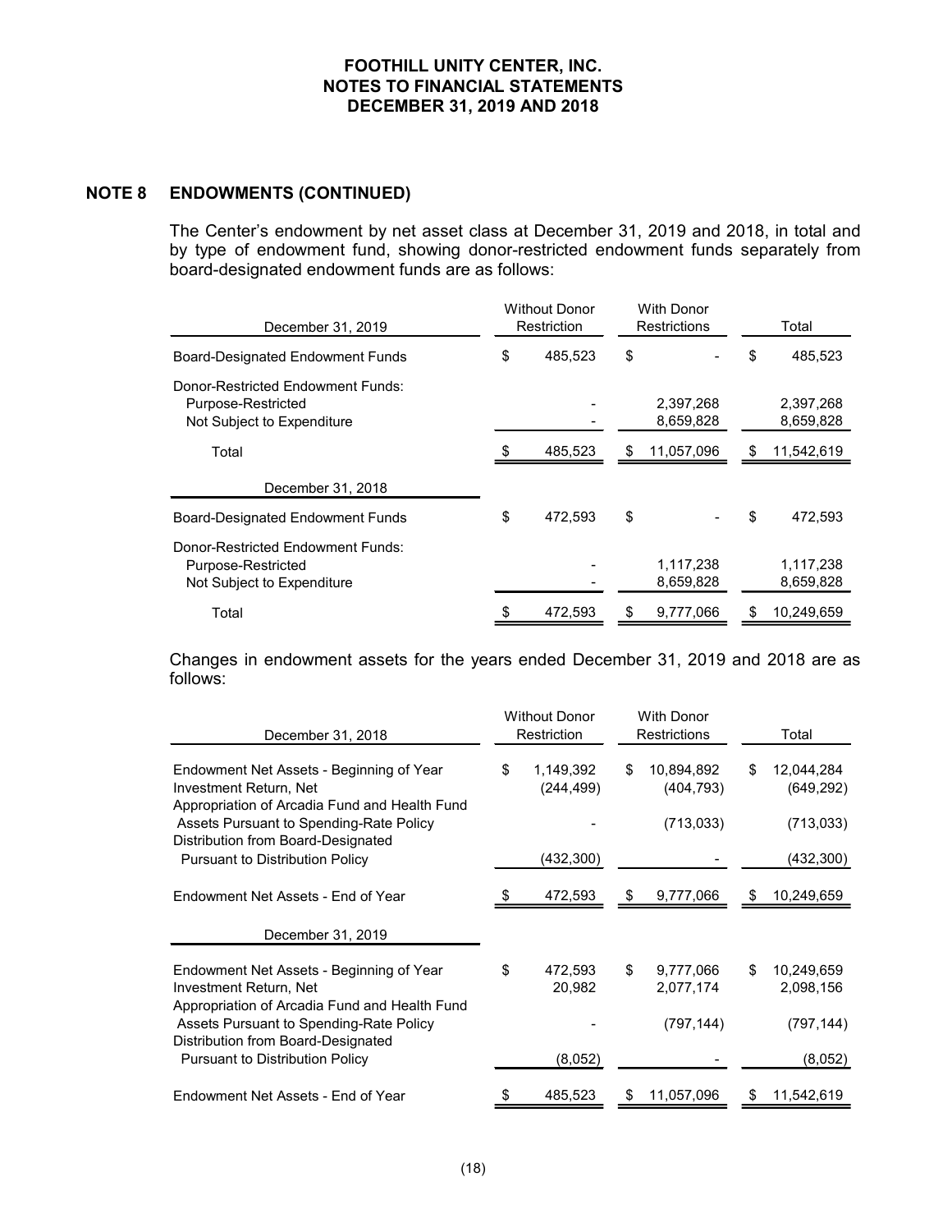## NOTE 8 ENDOWMENTS (CONTINUED)

The Center's endowment by net asset class at December 31, 2019 and 2018, in total and by type of endowment fund, showing donor-restricted endowment funds separately from board-designated endowment funds are as follows:

| December 31, 2019 | Without Donor Restriction | With Donor Restrictions | Total |
|---|---|---|---|
| Board-Designated Endowment Funds | $ 485,523 | $ - | $ 485,523 |
| Donor-Restricted Endowment Funds: | | | |
| Purpose-Restricted | - | 2,397,268 | 2,397,268 |
| Not Subject to Expenditure | - | 8,659,828 | 8,659,828 |
| Total | $ 485,523 | $ 11,057,096 | $ 11,542,619 |
| **December 31, 2018** | | | |
| Board-Designated Endowment Funds | $ 472,593 | $ - | $ 472,593 |
| Donor-Restricted Endowment Funds: | | | |
| Purpose-Restricted | - | 1,117,238 | 1,117,238 |
| Not Subject to Expenditure | - | 8,659,828 | 8,659,828 |
| Total | $ 472,593 | $ 9,777,066 | $ 10,249,659 |

Changes in endowment assets for the years ended December 31, 2019 and 2018 are as follows:

| December 31, 2018 | Without Donor Restriction | With Donor Restrictions | Total |
|---|---|---|---|
| Endowment Net Assets - Beginning of Year | $ 1,149,392 | $ 10,894,892 | $ 12,044,284 |
| Investment Return, Net | (244,499) | (404,793) | (649,292) |
| Appropriation of Arcadia Fund and Health Fund Assets Pursuant to Spending-Rate Policy | - | (713,033) | (713,033) |
| Distribution from Board-Designated Pursuant to Distribution Policy | (432,300) | - | (432,300) |
| Endowment Net Assets - End of Year | $ 472,593 | $ 9,777,066 | $ 10,249,659 |
| **December 31, 2019** | | | |
| Endowment Net Assets - Beginning of Year | $ 472,593 | $ 9,777,066 | $ 10,249,659 |
| Investment Return, Net | 20,982 | 2,077,174 | 2,098,156 |
| Appropriation of Arcadia Fund and Health Fund Assets Pursuant to Spending-Rate Policy | - | (797,144) | (797,144) |
| Distribution from Board-Designated Pursuant to Distribution Policy | (8,052) | - | (8,052) |
| Endowment Net Assets - End of Year | $ 485,523 | $ 11,057,096 | $ 11,542,619 |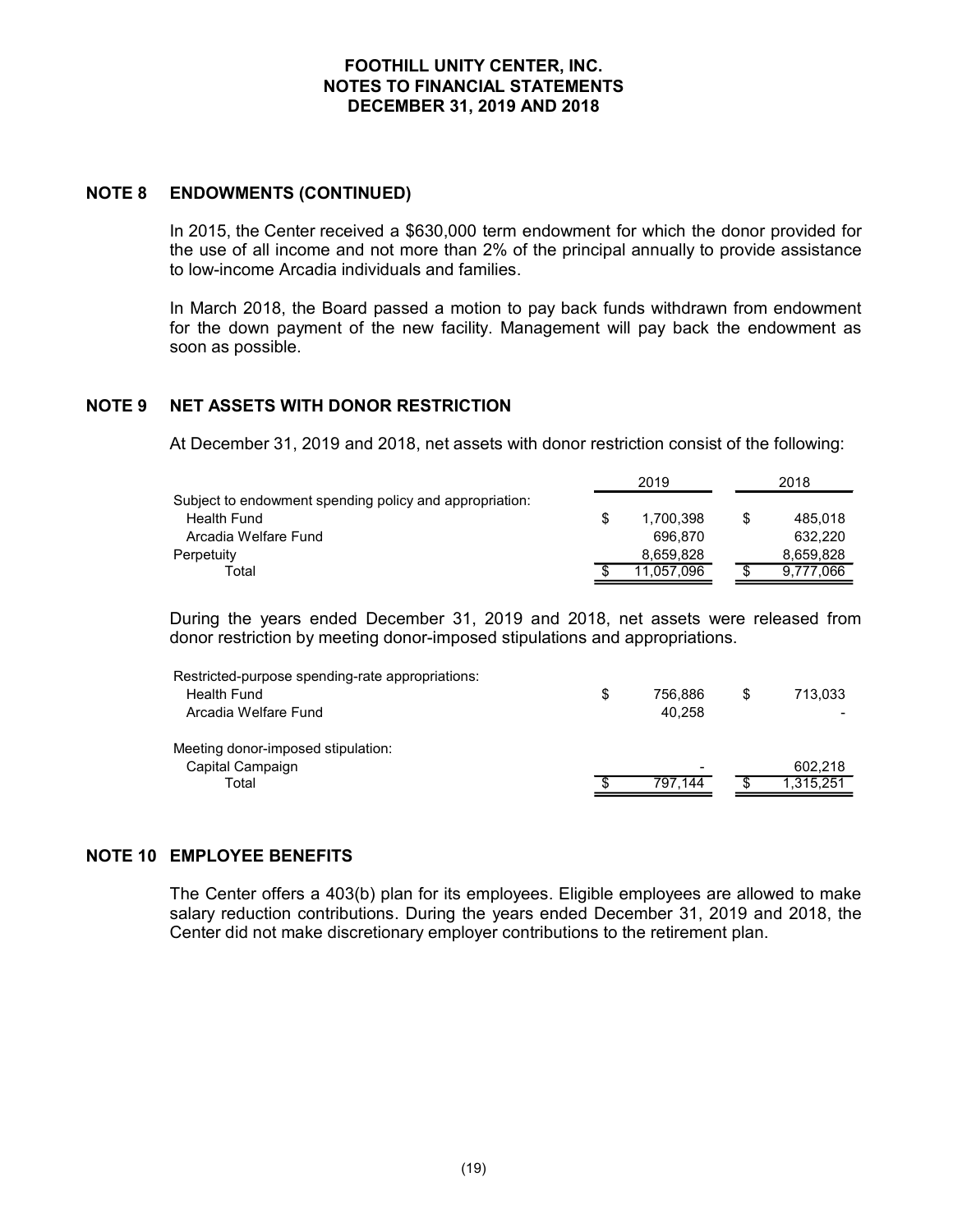**FOOTHILL UNITY CENTER, INC.**
**NOTES TO FINANCIAL STATEMENTS**
**DECEMBER 31, 2019 AND 2018**

## NOTE 8 ENDOWMENTS (CONTINUED)

In 2015, the Center received a $630,000 term endowment for which the donor provided for the use of all income and not more than 2% of the principal annually to provide assistance to low-income Arcadia individuals and families.

In March 2018, the Board passed a motion to pay back funds withdrawn from endowment for the down payment of the new facility. Management will pay back the endowment as soon as possible.

## NOTE 9 NET ASSETS WITH DONOR RESTRICTION

At December 31, 2019 and 2018, net assets with donor restriction consist of the following:

| | 2019 | 2018 |
|---|---|---|
| Subject to endowment spending policy and appropriation: | | |
| Health Fund | $ 1,700,398 | $ 485,018 |
| Arcadia Welfare Fund | 696,870 | 632,220 |
| Perpetuity | 8,659,828 | 8,659,828 |
| Total | $ 11,057,096 | $ 9,777,066 |

During the years ended December 31, 2019 and 2018, net assets were released from donor restriction by meeting donor-imposed stipulations and appropriations.

| | 2019 | 2018 |
|---|---|---|
| Restricted-purpose spending-rate appropriations: | | |
| Health Fund | $ 756,886 | $ 713,033 |
| Arcadia Welfare Fund | 40,258 | - |
| | | |
| Meeting donor-imposed stipulation: | | |
| Capital Campaign | - | 602,218 |
| Total | $ 797,144 | $ 1,315,251 |

## NOTE 10 EMPLOYEE BENEFITS

The Center offers a 403(b) plan for its employees. Eligible employees are allowed to make salary reduction contributions. During the years ended December 31, 2019 and 2018, the Center did not make discretionary employer contributions to the retirement plan.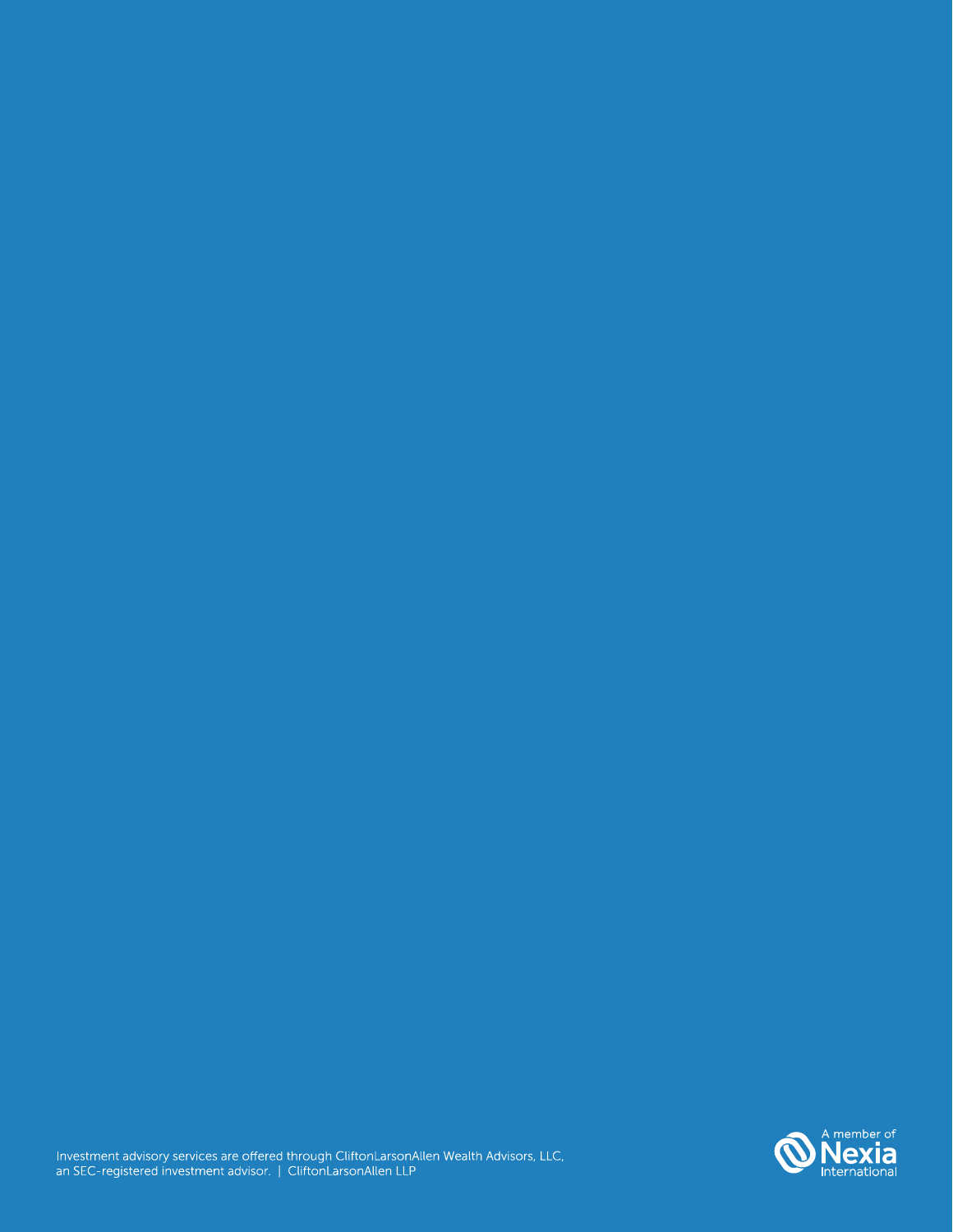Investment advisory services are offered through CliftonLarsonAllen Wealth Advisors, LLC, an SEC-registered investment advisor. | CliftonLarsonAllen LLP

A member of Nexia International